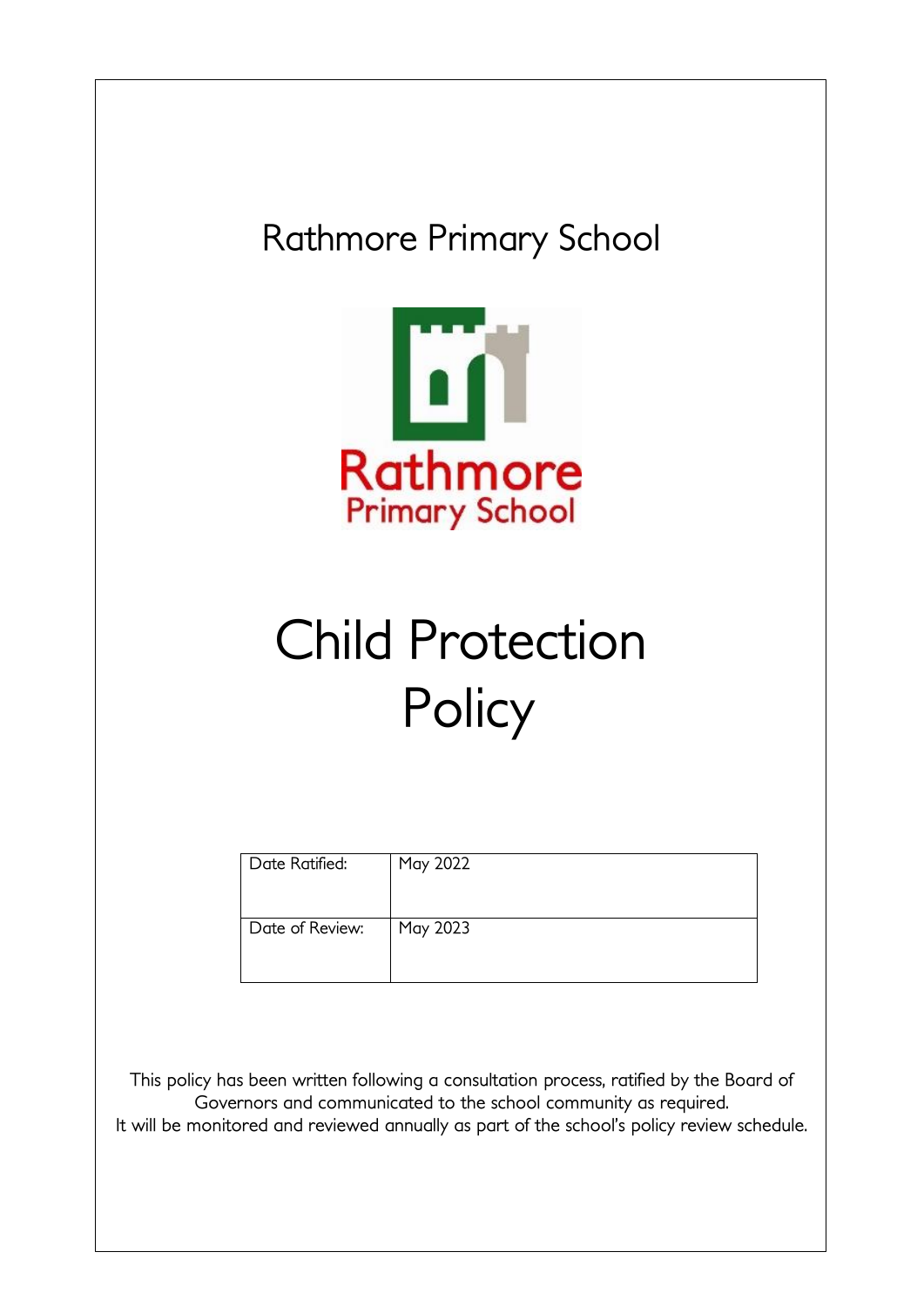Rathmore Primary School

# Child Protection Policy

| Date Ratified: | May 2022 |
| --- | --- |
| Date of Review: | May 2023 |

This policy has been written following a consultation process, ratified by the Board of Governors and communicated to the school community as required.
It will be monitored and reviewed annually as part of the school's policy review schedule.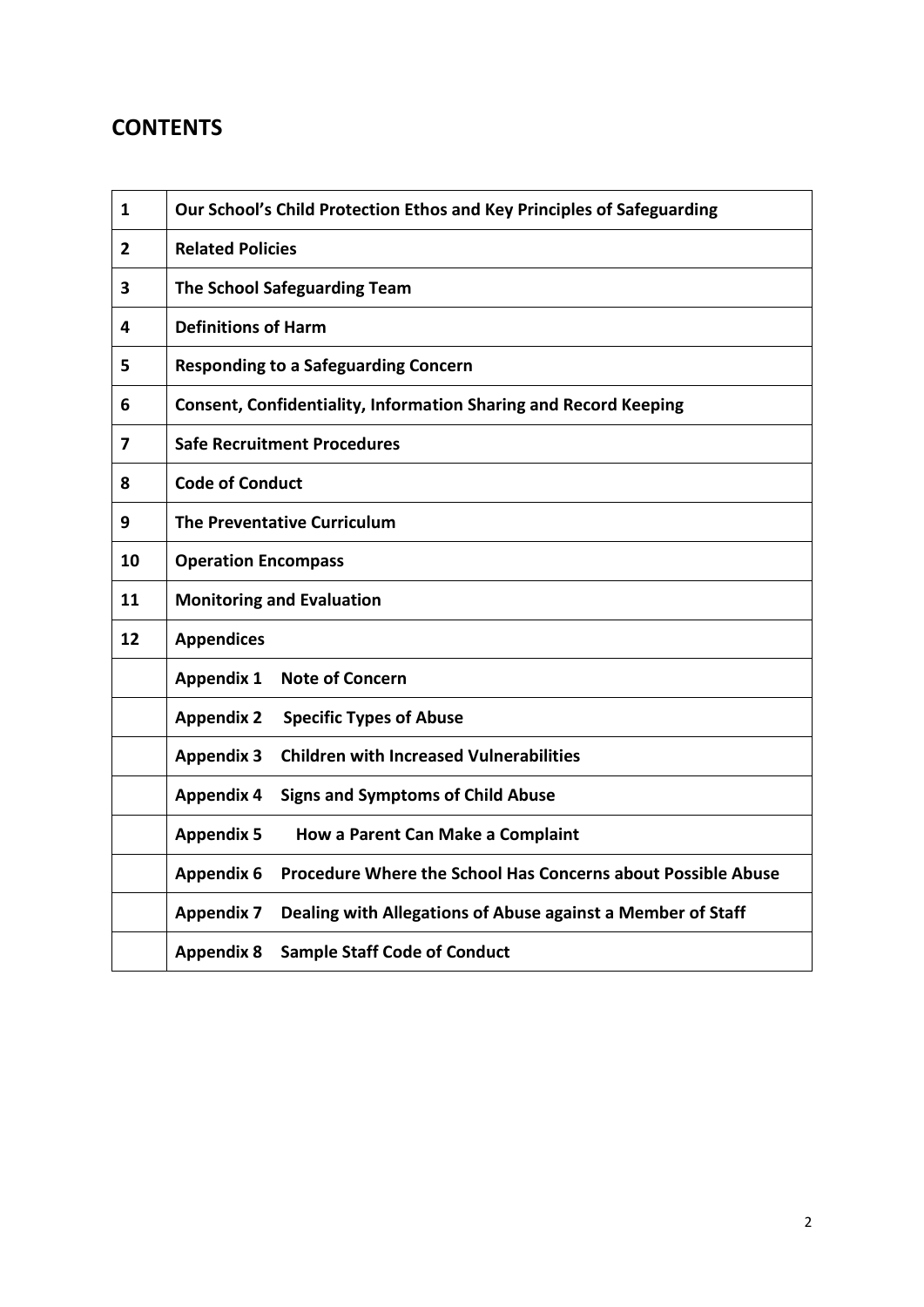## CONTENTS

| | |
|---|---|
| **1** | **Our School's Child Protection Ethos and Key Principles of Safeguarding** |
| **2** | **Related Policies** |
| **3** | **The School Safeguarding Team** |
| **4** | **Definitions of Harm** |
| **5** | **Responding to a Safeguarding Concern** |
| **6** | **Consent, Confidentiality, Information Sharing and Record Keeping** |
| **7** | **Safe Recruitment Procedures** |
| **8** | **Code of Conduct** |
| **9** | **The Preventative Curriculum** |
| **10** | **Operation Encompass** |
| **11** | **Monitoring and Evaluation** |
| **12** | **Appendices** |
| | **Appendix 1 Note of Concern** |
| | **Appendix 2 Specific Types of Abuse** |
| | **Appendix 3 Children with Increased Vulnerabilities** |
| | **Appendix 4 Signs and Symptoms of Child Abuse** |
| | **Appendix 5 How a Parent Can Make a Complaint** |
| | **Appendix 6 Procedure Where the School Has Concerns about Possible Abuse** |
| | **Appendix 7 Dealing with Allegations of Abuse against a Member of Staff** |
| | **Appendix 8 Sample Staff Code of Conduct** |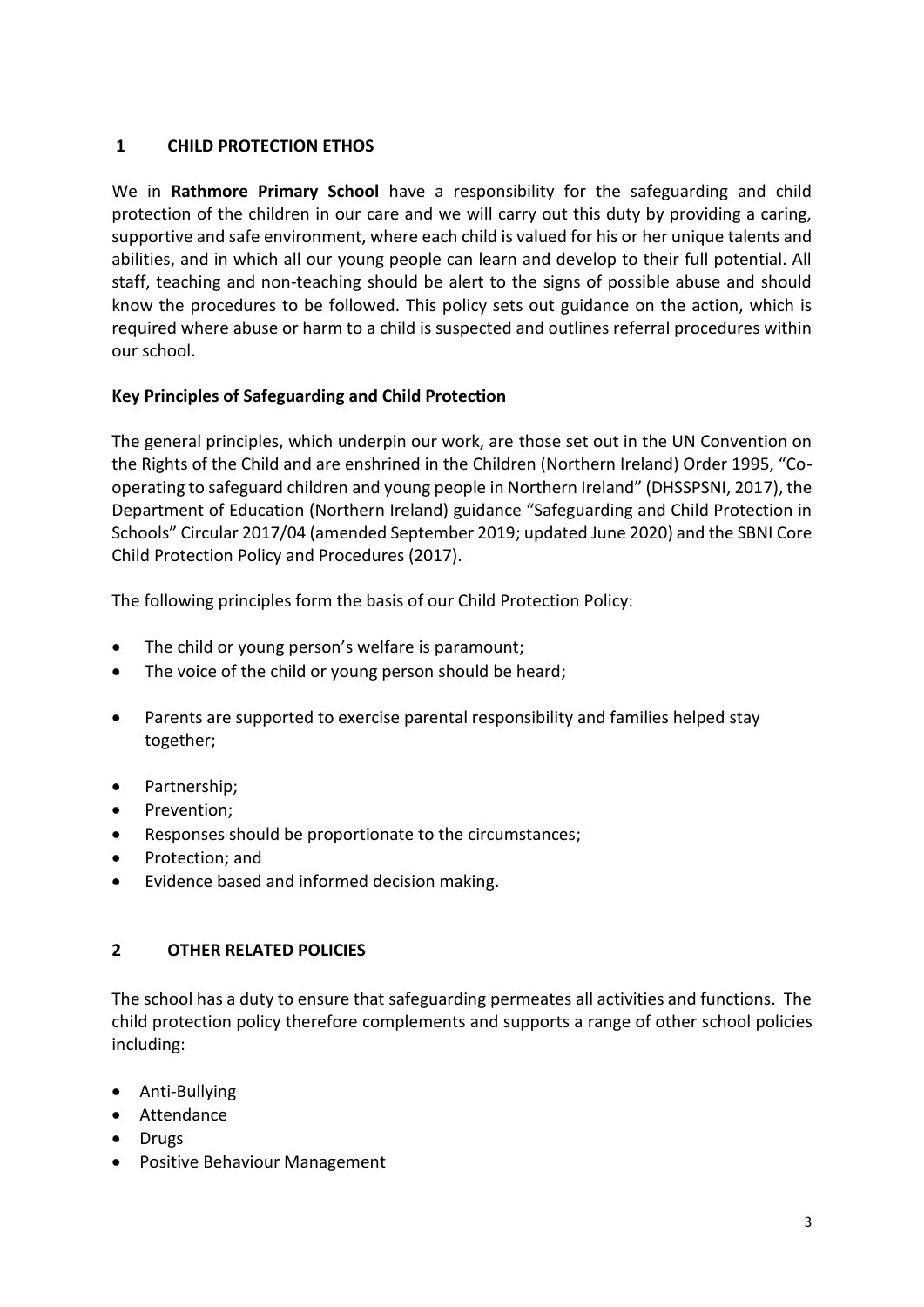## 1 CHILD PROTECTION ETHOS

We in **Rathmore Primary School** have a responsibility for the safeguarding and child protection of the children in our care and we will carry out this duty by providing a caring, supportive and safe environment, where each child is valued for his or her unique talents and abilities, and in which all our young people can learn and develop to their full potential. All staff, teaching and non-teaching should be alert to the signs of possible abuse and should know the procedures to be followed. This policy sets out guidance on the action, which is required where abuse or harm to a child is suspected and outlines referral procedures within our school.

### Key Principles of Safeguarding and Child Protection

The general principles, which underpin our work, are those set out in the UN Convention on the Rights of the Child and are enshrined in the Children (Northern Ireland) Order 1995, "Co-operating to safeguard children and young people in Northern Ireland" (DHSSPSNI, 2017), the Department of Education (Northern Ireland) guidance "Safeguarding and Child Protection in Schools" Circular 2017/04 (amended September 2019; updated June 2020) and the SBNI Core Child Protection Policy and Procedures (2017).

The following principles form the basis of our Child Protection Policy:

- The child or young person's welfare is paramount;
- The voice of the child or young person should be heard;
- Parents are supported to exercise parental responsibility and families helped stay together;
- Partnership;
- Prevention;
- Responses should be proportionate to the circumstances;
- Protection; and
- Evidence based and informed decision making.

## 2 OTHER RELATED POLICIES

The school has a duty to ensure that safeguarding permeates all activities and functions. The child protection policy therefore complements and supports a range of other school policies including:

- Anti-Bullying
- Attendance
- Drugs
- Positive Behaviour Management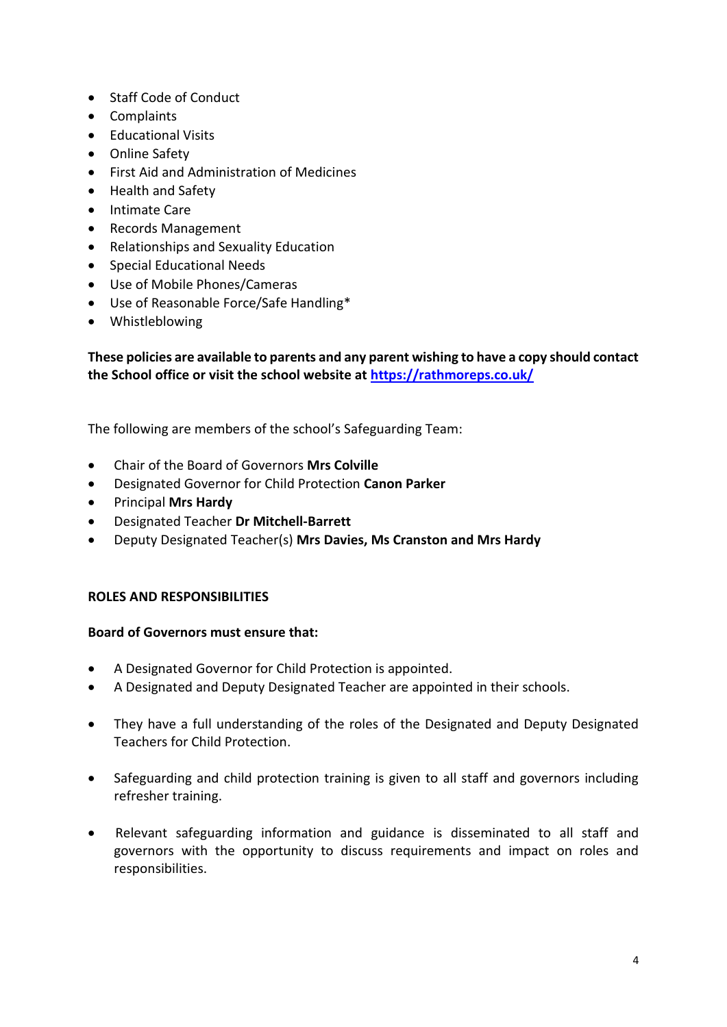- Staff Code of Conduct
- Complaints
- Educational Visits
- Online Safety
- First Aid and Administration of Medicines
- Health and Safety
- Intimate Care
- Records Management
- Relationships and Sexuality Education
- Special Educational Needs
- Use of Mobile Phones/Cameras
- Use of Reasonable Force/Safe Handling*
- Whistleblowing

**These policies are available to parents and any parent wishing to have a copy should contact the School office or visit the school website at [https://rathmoreps.co.uk/](https://rathmoreps.co.uk/)**

The following are members of the school's Safeguarding Team:

- Chair of the Board of Governors **Mrs Colville**
- Designated Governor for Child Protection **Canon Parker**
- Principal **Mrs Hardy**
- Designated Teacher **Dr Mitchell-Barrett**
- Deputy Designated Teacher(s) **Mrs Davies, Ms Cranston and Mrs Hardy**

**ROLES AND RESPONSIBILITIES**

**Board of Governors must ensure that:**

- A Designated Governor for Child Protection is appointed.
- A Designated and Deputy Designated Teacher are appointed in their schools.
- They have a full understanding of the roles of the Designated and Deputy Designated Teachers for Child Protection.
- Safeguarding and child protection training is given to all staff and governors including refresher training.
- Relevant safeguarding information and guidance is disseminated to all staff and governors with the opportunity to discuss requirements and impact on roles and responsibilities.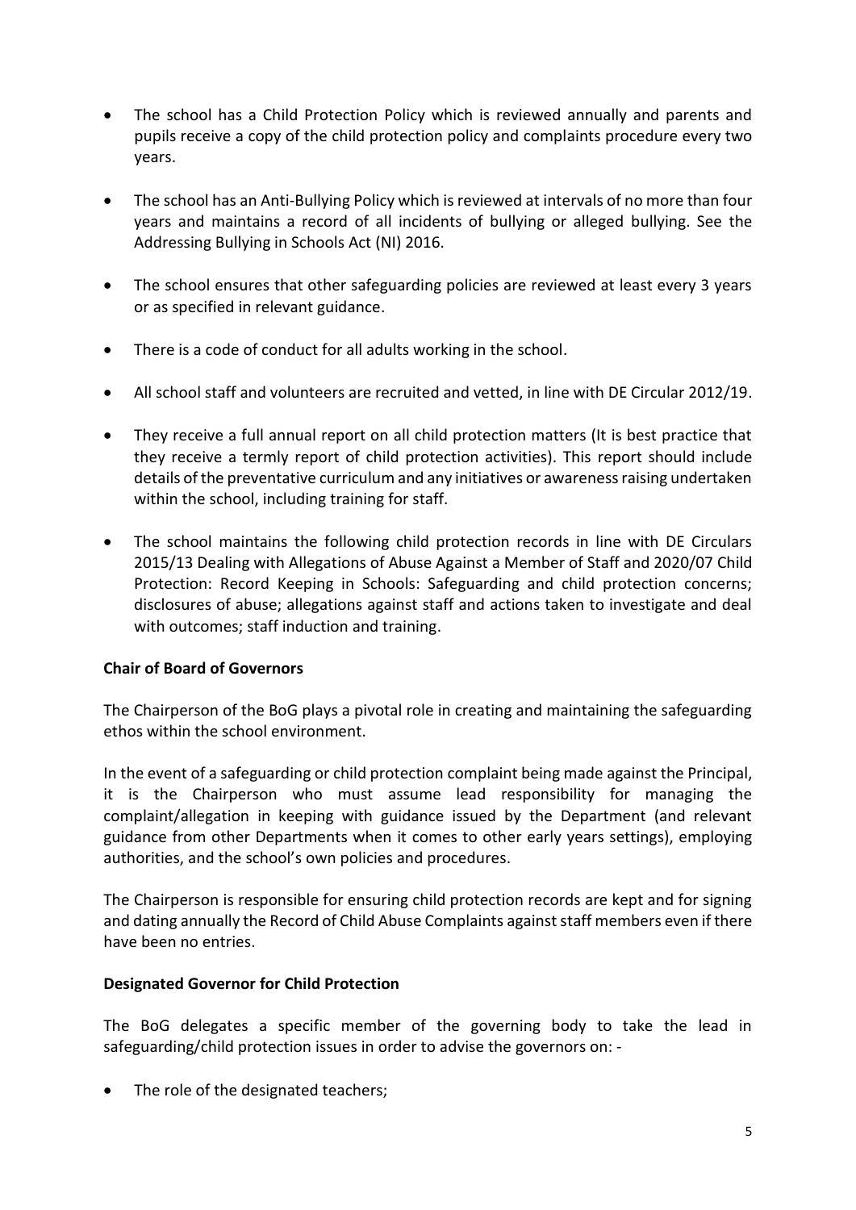- The school has a Child Protection Policy which is reviewed annually and parents and pupils receive a copy of the child protection policy and complaints procedure every two years.

- The school has an Anti-Bullying Policy which is reviewed at intervals of no more than four years and maintains a record of all incidents of bullying or alleged bullying. See the Addressing Bullying in Schools Act (NI) 2016.

- The school ensures that other safeguarding policies are reviewed at least every 3 years or as specified in relevant guidance.

- There is a code of conduct for all adults working in the school.

- All school staff and volunteers are recruited and vetted, in line with DE Circular 2012/19.

- They receive a full annual report on all child protection matters (It is best practice that they receive a termly report of child protection activities). This report should include details of the preventative curriculum and any initiatives or awareness raising undertaken within the school, including training for staff.

- The school maintains the following child protection records in line with DE Circulars 2015/13 Dealing with Allegations of Abuse Against a Member of Staff and 2020/07 Child Protection: Record Keeping in Schools: Safeguarding and child protection concerns; disclosures of abuse; allegations against staff and actions taken to investigate and deal with outcomes; staff induction and training.

**Chair of Board of Governors**

The Chairperson of the BoG plays a pivotal role in creating and maintaining the safeguarding ethos within the school environment.

In the event of a safeguarding or child protection complaint being made against the Principal, it is the Chairperson who must assume lead responsibility for managing the complaint/allegation in keeping with guidance issued by the Department (and relevant guidance from other Departments when it comes to other early years settings), employing authorities, and the school's own policies and procedures.

The Chairperson is responsible for ensuring child protection records are kept and for signing and dating annually the Record of Child Abuse Complaints against staff members even if there have been no entries.

**Designated Governor for Child Protection**

The BoG delegates a specific member of the governing body to take the lead in safeguarding/child protection issues in order to advise the governors on: -

- The role of the designated teachers;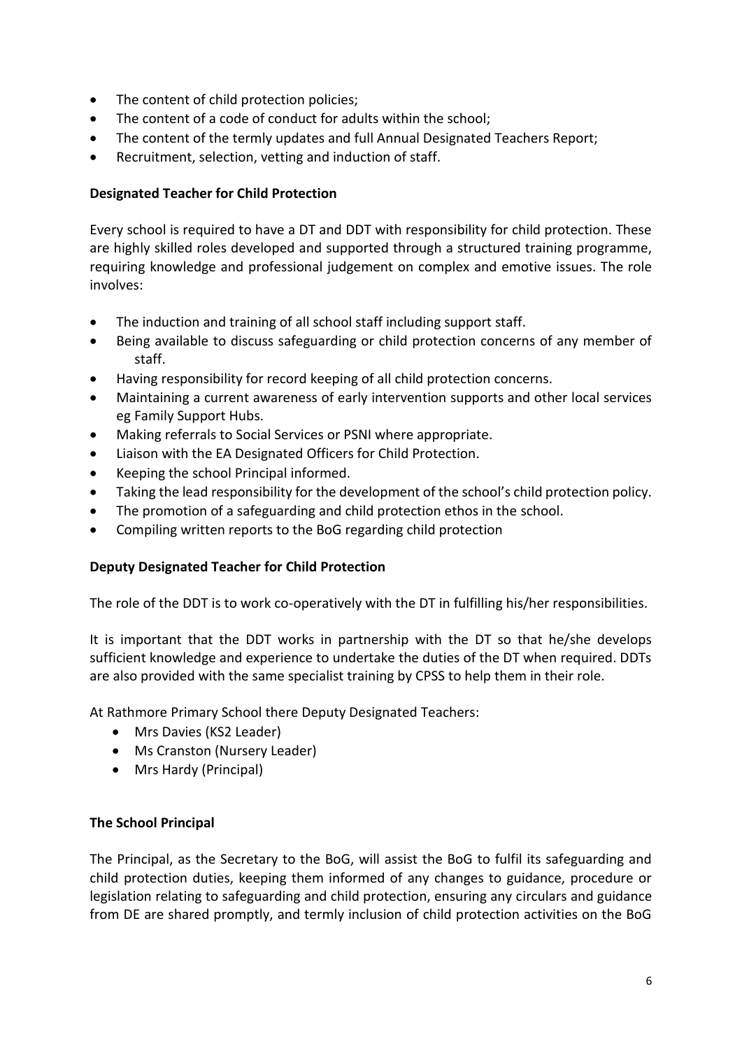- The content of child protection policies;
- The content of a code of conduct for adults within the school;
- The content of the termly updates and full Annual Designated Teachers Report;
- Recruitment, selection, vetting and induction of staff.

**Designated Teacher for Child Protection**

Every school is required to have a DT and DDT with responsibility for child protection. These are highly skilled roles developed and supported through a structured training programme, requiring knowledge and professional judgement on complex and emotive issues. The role involves:

- The induction and training of all school staff including support staff.
- Being available to discuss safeguarding or child protection concerns of any member of staff.
- Having responsibility for record keeping of all child protection concerns.
- Maintaining a current awareness of early intervention supports and other local services eg Family Support Hubs.
- Making referrals to Social Services or PSNI where appropriate.
- Liaison with the EA Designated Officers for Child Protection.
- Keeping the school Principal informed.
- Taking the lead responsibility for the development of the school's child protection policy.
- The promotion of a safeguarding and child protection ethos in the school.
- Compiling written reports to the BoG regarding child protection

**Deputy Designated Teacher for Child Protection**

The role of the DDT is to work co-operatively with the DT in fulfilling his/her responsibilities.

It is important that the DDT works in partnership with the DT so that he/she develops sufficient knowledge and experience to undertake the duties of the DT when required. DDTs are also provided with the same specialist training by CPSS to help them in their role.

At Rathmore Primary School there Deputy Designated Teachers:

- Mrs Davies (KS2 Leader)
- Ms Cranston (Nursery Leader)
- Mrs Hardy (Principal)

**The School Principal**

The Principal, as the Secretary to the BoG, will assist the BoG to fulfil its safeguarding and child protection duties, keeping them informed of any changes to guidance, procedure or legislation relating to safeguarding and child protection, ensuring any circulars and guidance from DE are shared promptly, and termly inclusion of child protection activities on the BoG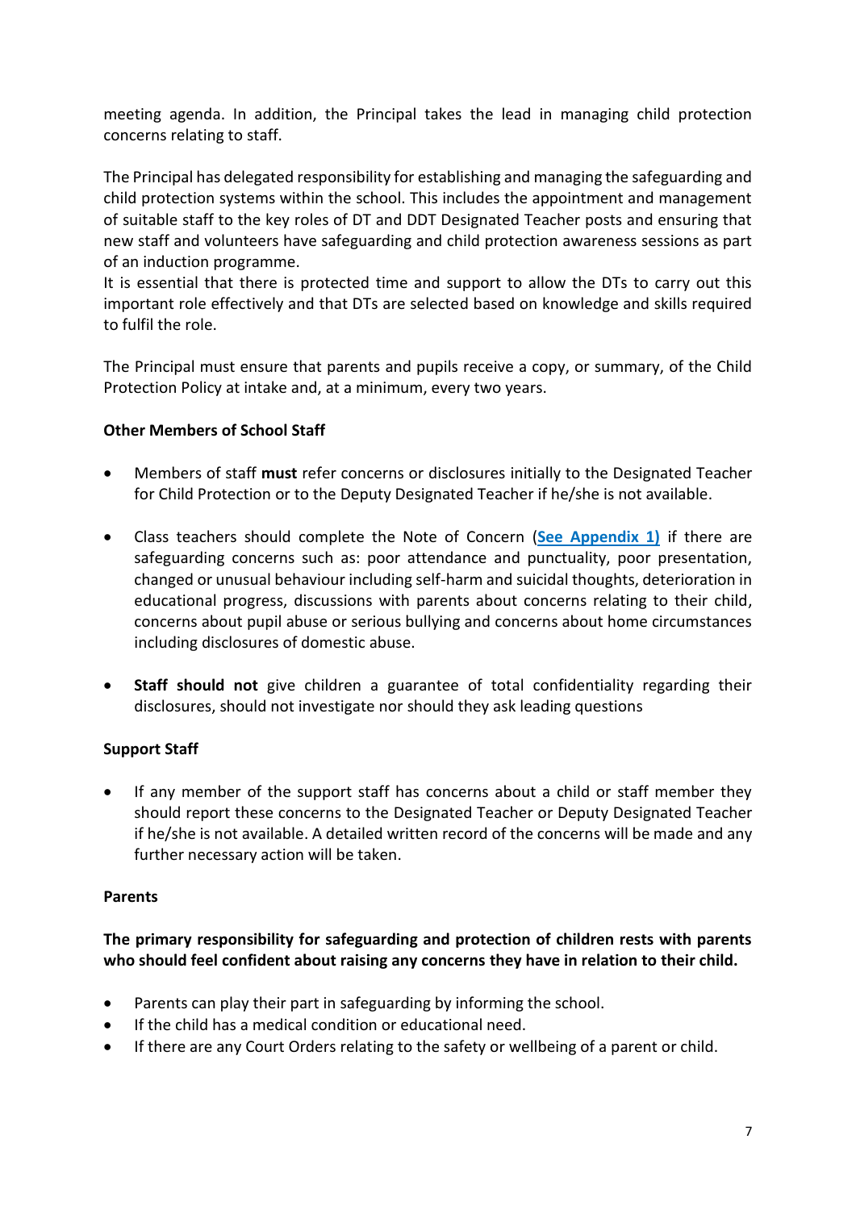meeting agenda. In addition, the Principal takes the lead in managing child protection concerns relating to staff.

The Principal has delegated responsibility for establishing and managing the safeguarding and child protection systems within the school. This includes the appointment and management of suitable staff to the key roles of DT and DDT Designated Teacher posts and ensuring that new staff and volunteers have safeguarding and child protection awareness sessions as part of an induction programme.
It is essential that there is protected time and support to allow the DTs to carry out this important role effectively and that DTs are selected based on knowledge and skills required to fulfil the role.

The Principal must ensure that parents and pupils receive a copy, or summary, of the Child Protection Policy at intake and, at a minimum, every two years.

**Other Members of School Staff**

- Members of staff **must** refer concerns or disclosures initially to the Designated Teacher for Child Protection or to the Deputy Designated Teacher if he/she is not available.
- Class teachers should complete the Note of Concern (**See Appendix 1)** if there are safeguarding concerns such as: poor attendance and punctuality, poor presentation, changed or unusual behaviour including self-harm and suicidal thoughts, deterioration in educational progress, discussions with parents about concerns relating to their child, concerns about pupil abuse or serious bullying and concerns about home circumstances including disclosures of domestic abuse.
- **Staff should not** give children a guarantee of total confidentiality regarding their disclosures, should not investigate nor should they ask leading questions

**Support Staff**

- If any member of the support staff has concerns about a child or staff member they should report these concerns to the Designated Teacher or Deputy Designated Teacher if he/she is not available. A detailed written record of the concerns will be made and any further necessary action will be taken.

**Parents**

**The primary responsibility for safeguarding and protection of children rests with parents who should feel confident about raising any concerns they have in relation to their child.**

- Parents can play their part in safeguarding by informing the school.
- If the child has a medical condition or educational need.
- If there are any Court Orders relating to the safety or wellbeing of a parent or child.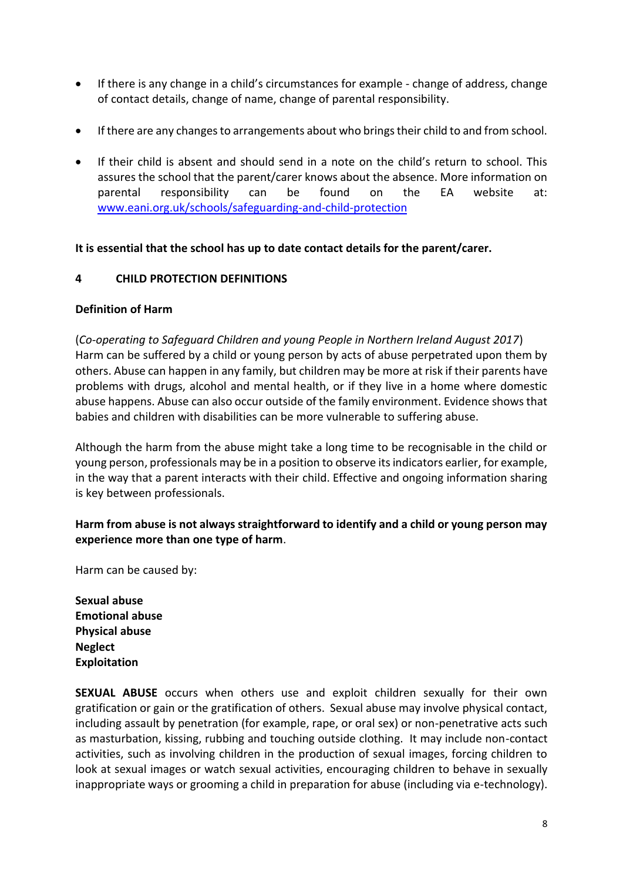- If there is any change in a child's circumstances for example - change of address, change of contact details, change of name, change of parental responsibility.
- If there are any changes to arrangements about who brings their child to and from school.
- If their child is absent and should send in a note on the child's return to school. This assures the school that the parent/carer knows about the absence. More information on parental responsibility can be found on the EA website at: [www.eani.org.uk/schools/safeguarding-and-child-protection](http://www.eani.org.uk/schools/safeguarding-and-child-protection)

**It is essential that the school has up to date contact details for the parent/carer.**

## 4 CHILD PROTECTION DEFINITIONS

**Definition of Harm**

(*Co-operating to Safeguard Children and young People in Northern Ireland August 2017*)
Harm can be suffered by a child or young person by acts of abuse perpetrated upon them by others. Abuse can happen in any family, but children may be more at risk if their parents have problems with drugs, alcohol and mental health, or if they live in a home where domestic abuse happens. Abuse can also occur outside of the family environment. Evidence shows that babies and children with disabilities can be more vulnerable to suffering abuse.

Although the harm from the abuse might take a long time to be recognisable in the child or young person, professionals may be in a position to observe its indicators earlier, for example, in the way that a parent interacts with their child. Effective and ongoing information sharing is key between professionals.

**Harm from abuse is not always straightforward to identify and a child or young person may experience more than one type of harm**.

Harm can be caused by:

**Sexual abuse**
**Emotional abuse**
**Physical abuse**
**Neglect**
**Exploitation**

**SEXUAL ABUSE** occurs when others use and exploit children sexually for their own gratification or gain or the gratification of others. Sexual abuse may involve physical contact, including assault by penetration (for example, rape, or oral sex) or non-penetrative acts such as masturbation, kissing, rubbing and touching outside clothing. It may include non-contact activities, such as involving children in the production of sexual images, forcing children to look at sexual images or watch sexual activities, encouraging children to behave in sexually inappropriate ways or grooming a child in preparation for abuse (including via e-technology).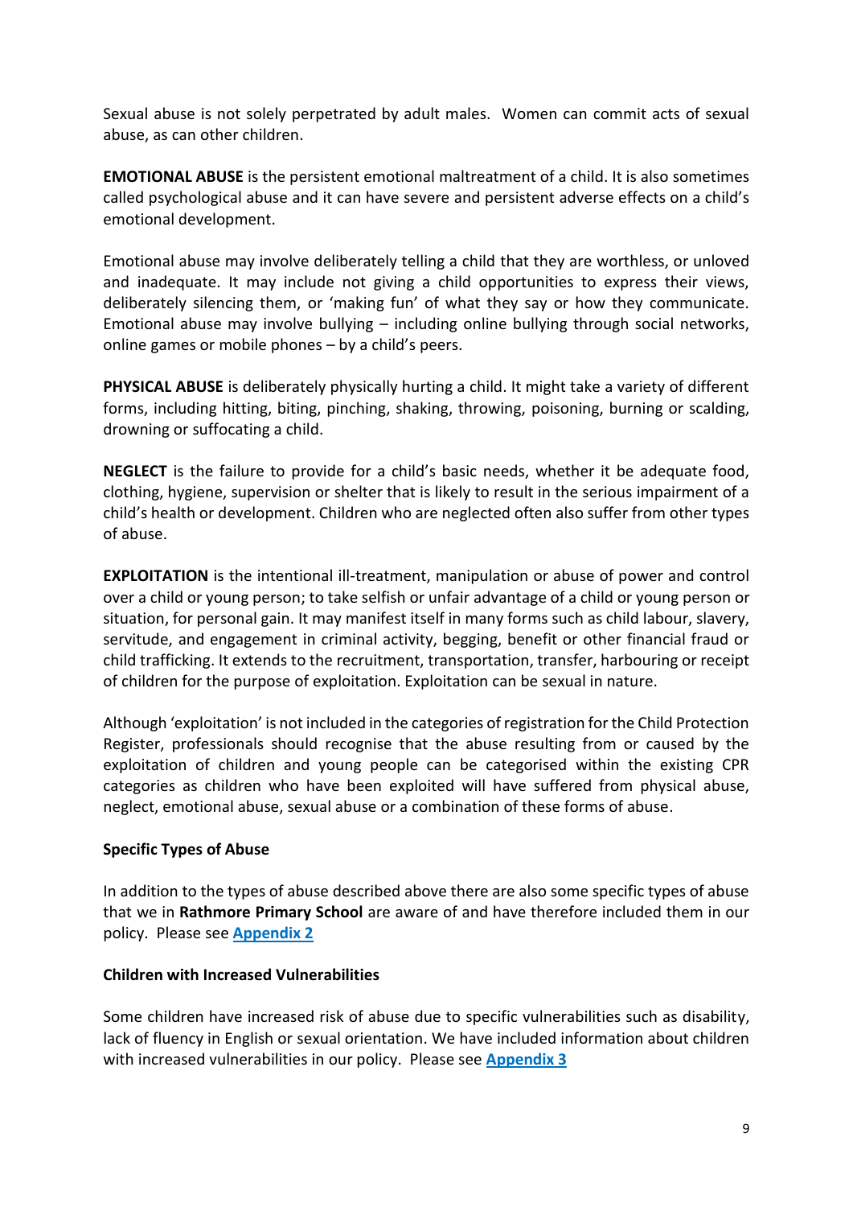Sexual abuse is not solely perpetrated by adult males. Women can commit acts of sexual abuse, as can other children.

**EMOTIONAL ABUSE** is the persistent emotional maltreatment of a child. It is also sometimes called psychological abuse and it can have severe and persistent adverse effects on a child's emotional development.

Emotional abuse may involve deliberately telling a child that they are worthless, or unloved and inadequate. It may include not giving a child opportunities to express their views, deliberately silencing them, or 'making fun' of what they say or how they communicate. Emotional abuse may involve bullying – including online bullying through social networks, online games or mobile phones – by a child's peers.

**PHYSICAL ABUSE** is deliberately physically hurting a child. It might take a variety of different forms, including hitting, biting, pinching, shaking, throwing, poisoning, burning or scalding, drowning or suffocating a child.

**NEGLECT** is the failure to provide for a child's basic needs, whether it be adequate food, clothing, hygiene, supervision or shelter that is likely to result in the serious impairment of a child's health or development. Children who are neglected often also suffer from other types of abuse.

**EXPLOITATION** is the intentional ill-treatment, manipulation or abuse of power and control over a child or young person; to take selfish or unfair advantage of a child or young person or situation, for personal gain. It may manifest itself in many forms such as child labour, slavery, servitude, and engagement in criminal activity, begging, benefit or other financial fraud or child trafficking. It extends to the recruitment, transportation, transfer, harbouring or receipt of children for the purpose of exploitation. Exploitation can be sexual in nature.

Although 'exploitation' is not included in the categories of registration for the Child Protection Register, professionals should recognise that the abuse resulting from or caused by the exploitation of children and young people can be categorised within the existing CPR categories as children who have been exploited will have suffered from physical abuse, neglect, emotional abuse, sexual abuse or a combination of these forms of abuse.

**Specific Types of Abuse**

In addition to the types of abuse described above there are also some specific types of abuse that we in **Rathmore Primary School** are aware of and have therefore included them in our policy. Please see **Appendix 2**

**Children with Increased Vulnerabilities**

Some children have increased risk of abuse due to specific vulnerabilities such as disability, lack of fluency in English or sexual orientation. We have included information about children with increased vulnerabilities in our policy. Please see **Appendix 3**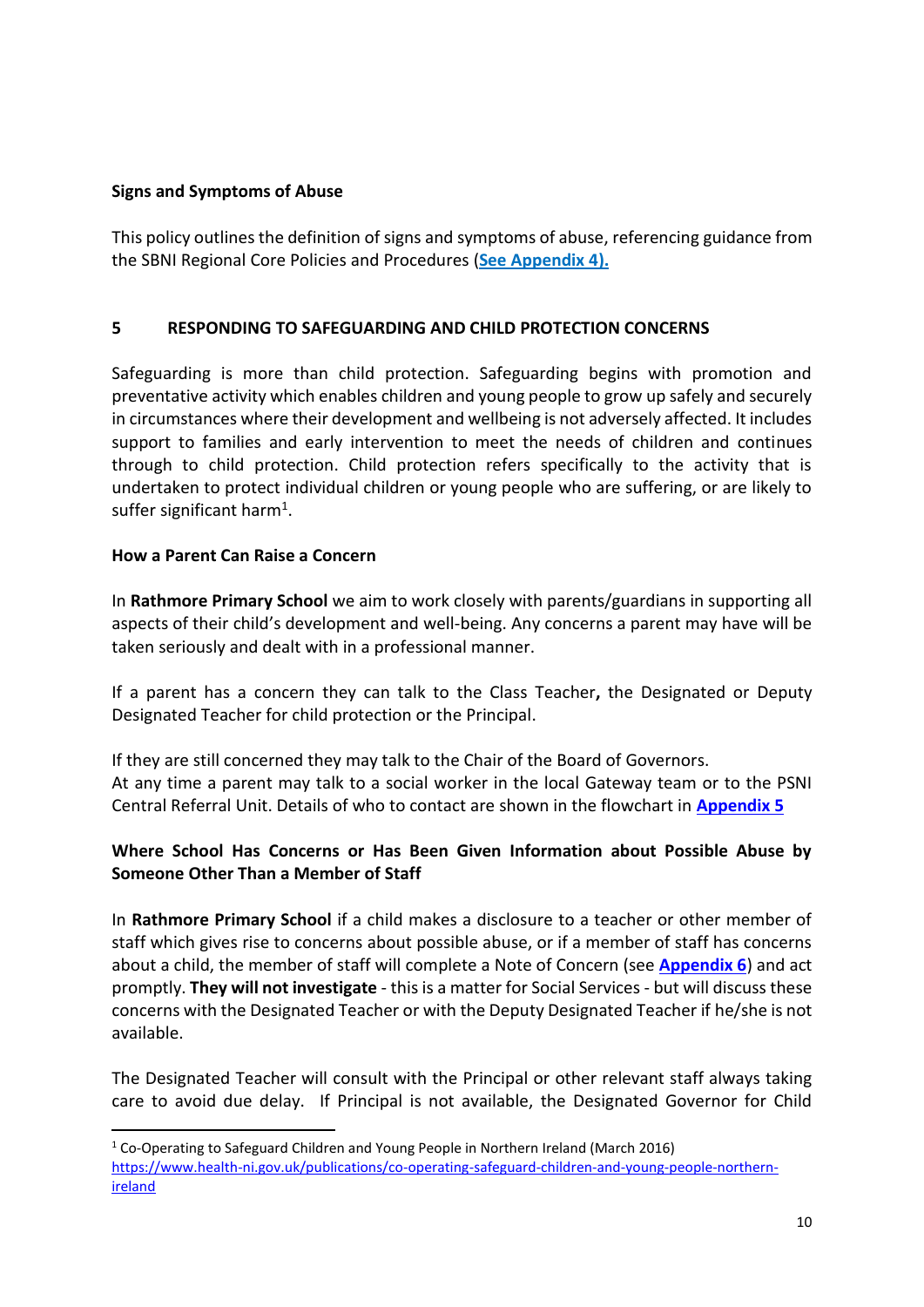**Signs and Symptoms of Abuse**

This policy outlines the definition of signs and symptoms of abuse, referencing guidance from the SBNI Regional Core Policies and Procedures (**See Appendix 4).**

## 5 RESPONDING TO SAFEGUARDING AND CHILD PROTECTION CONCERNS

Safeguarding is more than child protection. Safeguarding begins with promotion and preventative activity which enables children and young people to grow up safely and securely in circumstances where their development and wellbeing is not adversely affected. It includes support to families and early intervention to meet the needs of children and continues through to child protection. Child protection refers specifically to the activity that is undertaken to protect individual children or young people who are suffering, or are likely to suffer significant harm[1].

**How a Parent Can Raise a Concern**

In **Rathmore Primary School** we aim to work closely with parents/guardians in supporting all aspects of their child's development and well-being. Any concerns a parent may have will be taken seriously and dealt with in a professional manner.

If a parent has a concern they can talk to the Class Teacher**,** the Designated or Deputy Designated Teacher for child protection or the Principal.

If they are still concerned they may talk to the Chair of the Board of Governors.
At any time a parent may talk to a social worker in the local Gateway team or to the PSNI Central Referral Unit. Details of who to contact are shown in the flowchart in **Appendix 5**

**Where School Has Concerns or Has Been Given Information about Possible Abuse by Someone Other Than a Member of Staff**

In **Rathmore Primary School** if a child makes a disclosure to a teacher or other member of staff which gives rise to concerns about possible abuse, or if a member of staff has concerns about a child, the member of staff will complete a Note of Concern (see **Appendix 6**) and act promptly. **They will not investigate** - this is a matter for Social Services - but will discuss these concerns with the Designated Teacher or with the Deputy Designated Teacher if he/she is not available.

The Designated Teacher will consult with the Principal or other relevant staff always taking care to avoid due delay. If Principal is not available, the Designated Governor for Child

---

[1] Co-Operating to Safeguard Children and Young People in Northern Ireland (March 2016) https://www.health-ni.gov.uk/publications/co-operating-safeguard-children-and-young-people-northern-ireland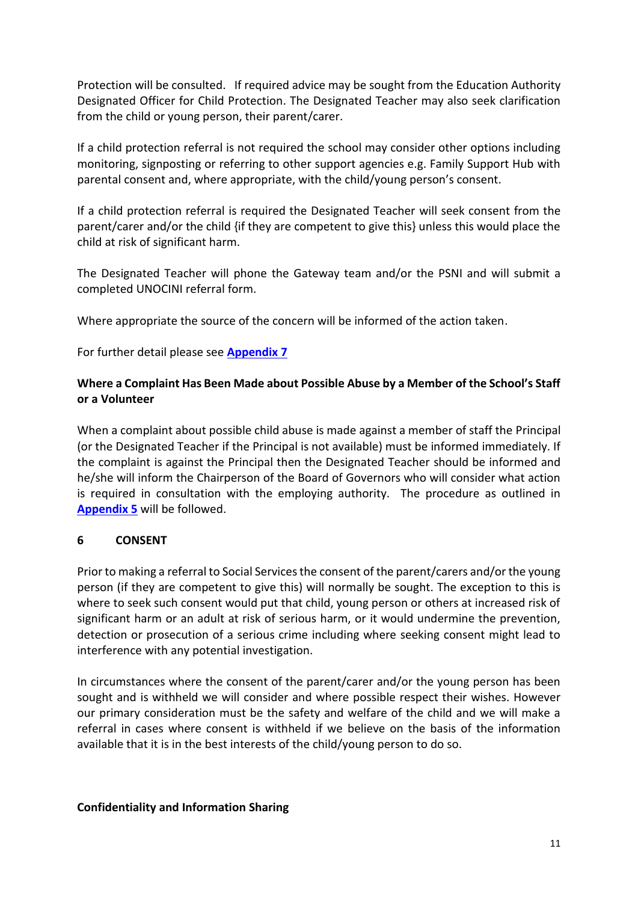Protection will be consulted. If required advice may be sought from the Education Authority Designated Officer for Child Protection. The Designated Teacher may also seek clarification from the child or young person, their parent/carer.

If a child protection referral is not required the school may consider other options including monitoring, signposting or referring to other support agencies e.g. Family Support Hub with parental consent and, where appropriate, with the child/young person's consent.

If a child protection referral is required the Designated Teacher will seek consent from the parent/carer and/or the child {if they are competent to give this} unless this would place the child at risk of significant harm.

The Designated Teacher will phone the Gateway team and/or the PSNI and will submit a completed UNOCINI referral form.

Where appropriate the source of the concern will be informed of the action taken.

For further detail please see **Appendix 7**

**Where a Complaint Has Been Made about Possible Abuse by a Member of the School's Staff or a Volunteer**

When a complaint about possible child abuse is made against a member of staff the Principal (or the Designated Teacher if the Principal is not available) must be informed immediately. If the complaint is against the Principal then the Designated Teacher should be informed and he/she will inform the Chairperson of the Board of Governors who will consider what action is required in consultation with the employing authority. The procedure as outlined in **Appendix 5** will be followed.

## 6 CONSENT

Prior to making a referral to Social Services the consent of the parent/carers and/or the young person (if they are competent to give this) will normally be sought. The exception to this is where to seek such consent would put that child, young person or others at increased risk of significant harm or an adult at risk of serious harm, or it would undermine the prevention, detection or prosecution of a serious crime including where seeking consent might lead to interference with any potential investigation.

In circumstances where the consent of the parent/carer and/or the young person has been sought and is withheld we will consider and where possible respect their wishes. However our primary consideration must be the safety and welfare of the child and we will make a referral in cases where consent is withheld if we believe on the basis of the information available that it is in the best interests of the child/young person to do so.

**Confidentiality and Information Sharing**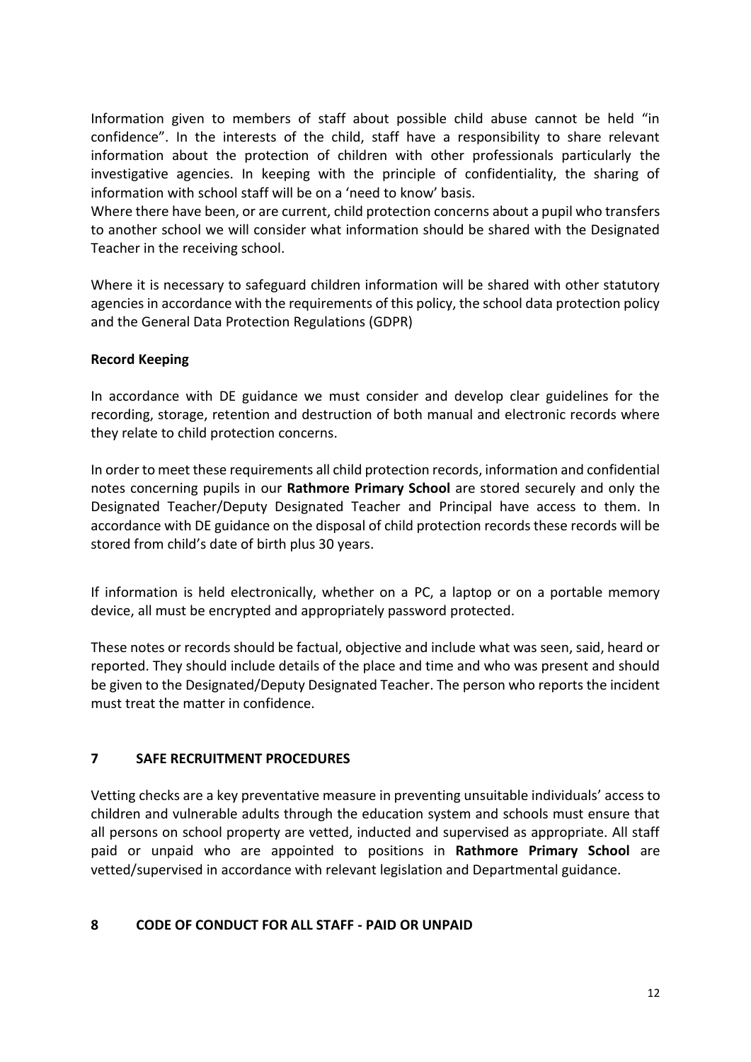Information given to members of staff about possible child abuse cannot be held "in confidence". In the interests of the child, staff have a responsibility to share relevant information about the protection of children with other professionals particularly the investigative agencies. In keeping with the principle of confidentiality, the sharing of information with school staff will be on a 'need to know' basis.
Where there have been, or are current, child protection concerns about a pupil who transfers to another school we will consider what information should be shared with the Designated Teacher in the receiving school.

Where it is necessary to safeguard children information will be shared with other statutory agencies in accordance with the requirements of this policy, the school data protection policy and the General Data Protection Regulations (GDPR)

**Record Keeping**

In accordance with DE guidance we must consider and develop clear guidelines for the recording, storage, retention and destruction of both manual and electronic records where they relate to child protection concerns.

In order to meet these requirements all child protection records, information and confidential notes concerning pupils in our **Rathmore Primary School** are stored securely and only the Designated Teacher/Deputy Designated Teacher and Principal have access to them. In accordance with DE guidance on the disposal of child protection records these records will be stored from child's date of birth plus 30 years.

If information is held electronically, whether on a PC, a laptop or on a portable memory device, all must be encrypted and appropriately password protected.

These notes or records should be factual, objective and include what was seen, said, heard or reported. They should include details of the place and time and who was present and should be given to the Designated/Deputy Designated Teacher. The person who reports the incident must treat the matter in confidence.

## 7 SAFE RECRUITMENT PROCEDURES

Vetting checks are a key preventative measure in preventing unsuitable individuals' access to children and vulnerable adults through the education system and schools must ensure that all persons on school property are vetted, inducted and supervised as appropriate. All staff paid or unpaid who are appointed to positions in **Rathmore Primary School** are vetted/supervised in accordance with relevant legislation and Departmental guidance.

## 8 CODE OF CONDUCT FOR ALL STAFF - PAID OR UNPAID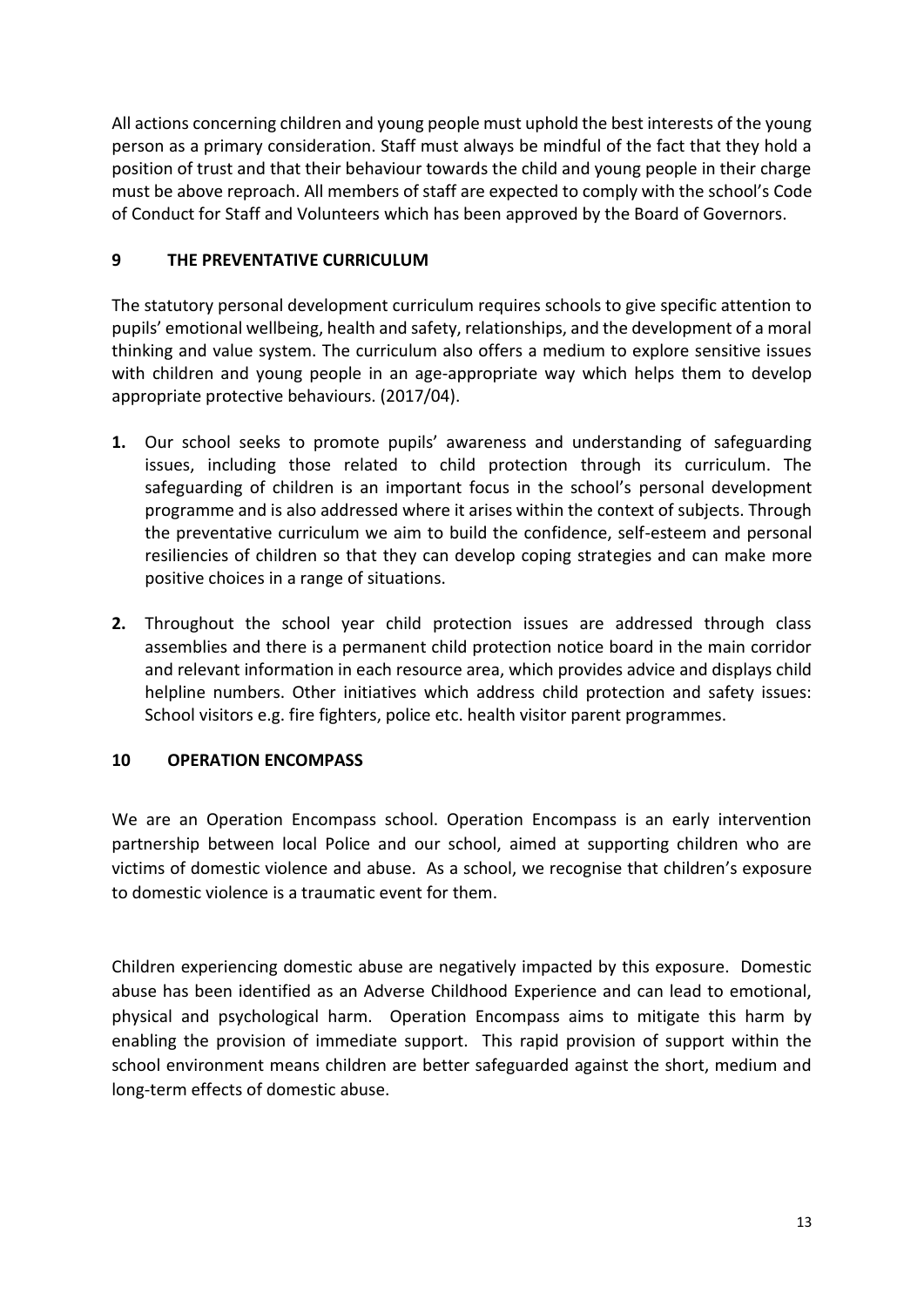All actions concerning children and young people must uphold the best interests of the young person as a primary consideration. Staff must always be mindful of the fact that they hold a position of trust and that their behaviour towards the child and young people in their charge must be above reproach. All members of staff are expected to comply with the school's Code of Conduct for Staff and Volunteers which has been approved by the Board of Governors.

## 9 THE PREVENTATIVE CURRICULUM

The statutory personal development curriculum requires schools to give specific attention to pupils' emotional wellbeing, health and safety, relationships, and the development of a moral thinking and value system. The curriculum also offers a medium to explore sensitive issues with children and young people in an age-appropriate way which helps them to develop appropriate protective behaviours. (2017/04).

1. Our school seeks to promote pupils' awareness and understanding of safeguarding issues, including those related to child protection through its curriculum. The safeguarding of children is an important focus in the school's personal development programme and is also addressed where it arises within the context of subjects. Through the preventative curriculum we aim to build the confidence, self-esteem and personal resiliencies of children so that they can develop coping strategies and can make more positive choices in a range of situations.

2. Throughout the school year child protection issues are addressed through class assemblies and there is a permanent child protection notice board in the main corridor and relevant information in each resource area, which provides advice and displays child helpline numbers. Other initiatives which address child protection and safety issues: School visitors e.g. fire fighters, police etc. health visitor parent programmes.

## 10 OPERATION ENCOMPASS

We are an Operation Encompass school. Operation Encompass is an early intervention partnership between local Police and our school, aimed at supporting children who are victims of domestic violence and abuse. As a school, we recognise that children's exposure to domestic violence is a traumatic event for them.

Children experiencing domestic abuse are negatively impacted by this exposure. Domestic abuse has been identified as an Adverse Childhood Experience and can lead to emotional, physical and psychological harm. Operation Encompass aims to mitigate this harm by enabling the provision of immediate support. This rapid provision of support within the school environment means children are better safeguarded against the short, medium and long-term effects of domestic abuse.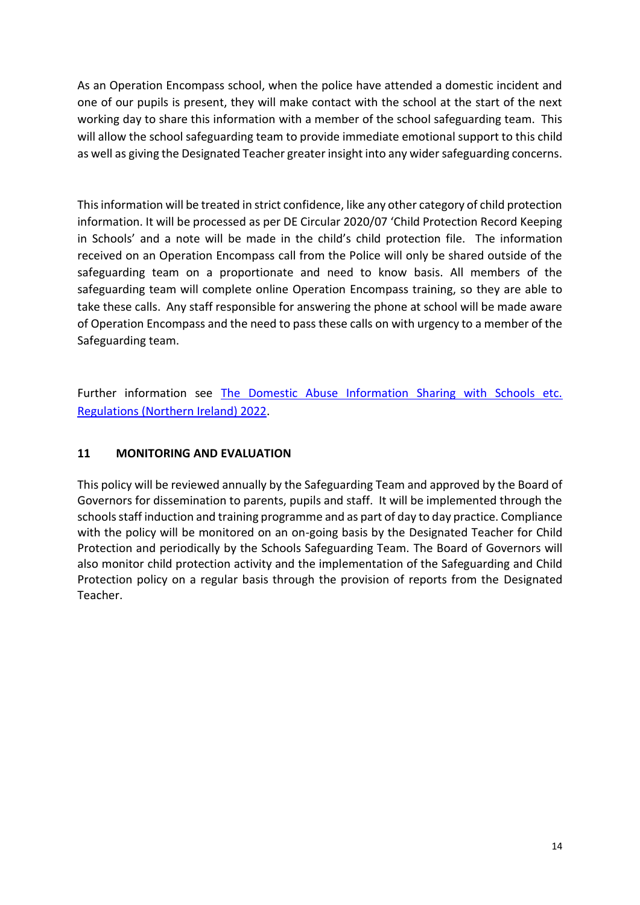As an Operation Encompass school, when the police have attended a domestic incident and one of our pupils is present, they will make contact with the school at the start of the next working day to share this information with a member of the school safeguarding team. This will allow the school safeguarding team to provide immediate emotional support to this child as well as giving the Designated Teacher greater insight into any wider safeguarding concerns.

This information will be treated in strict confidence, like any other category of child protection information. It will be processed as per DE Circular 2020/07 'Child Protection Record Keeping in Schools' and a note will be made in the child's child protection file. The information received on an Operation Encompass call from the Police will only be shared outside of the safeguarding team on a proportionate and need to know basis. All members of the safeguarding team will complete online Operation Encompass training, so they are able to take these calls. Any staff responsible for answering the phone at school will be made aware of Operation Encompass and the need to pass these calls on with urgency to a member of the Safeguarding team.

Further information see The Domestic Abuse Information Sharing with Schools etc. Regulations (Northern Ireland) 2022.

## 11 MONITORING AND EVALUATION

This policy will be reviewed annually by the Safeguarding Team and approved by the Board of Governors for dissemination to parents, pupils and staff. It will be implemented through the schools staff induction and training programme and as part of day to day practice. Compliance with the policy will be monitored on an on-going basis by the Designated Teacher for Child Protection and periodically by the Schools Safeguarding Team. The Board of Governors will also monitor child protection activity and the implementation of the Safeguarding and Child Protection policy on a regular basis through the provision of reports from the Designated Teacher.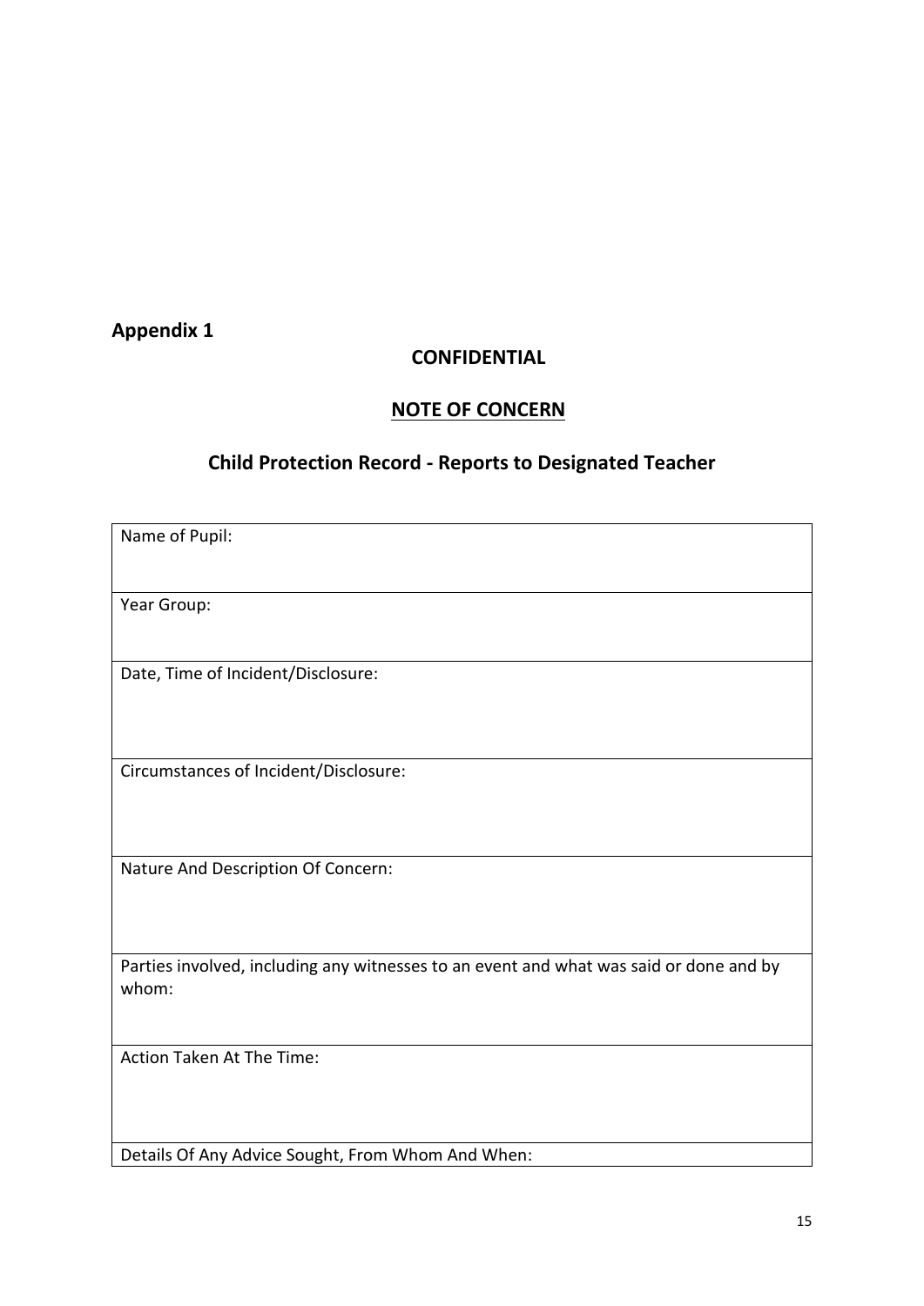**Appendix 1**

**CONFIDENTIAL**

**NOTE OF CONCERN**

## Child Protection Record - Reports to Designated Teacher

| Name of Pupil: |
|---|
| Year Group: |
| Date, Time of Incident/Disclosure: |
| Circumstances of Incident/Disclosure: |
| Nature And Description Of Concern: |
| Parties involved, including any witnesses to an event and what was said or done and by whom: |
| Action Taken At The Time: |
| Details Of Any Advice Sought, From Whom And When: |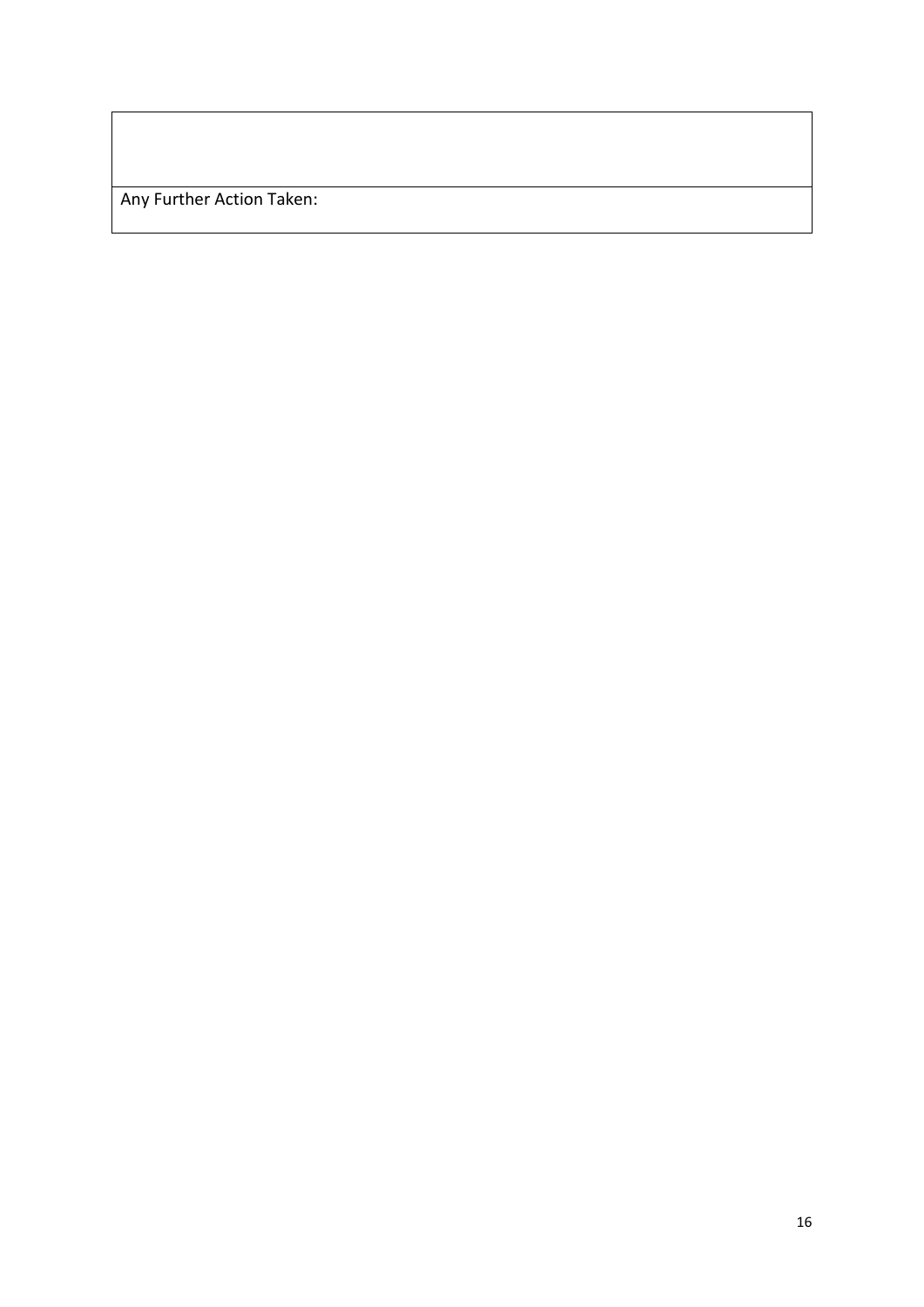| |
|---|
| Any Further Action Taken: |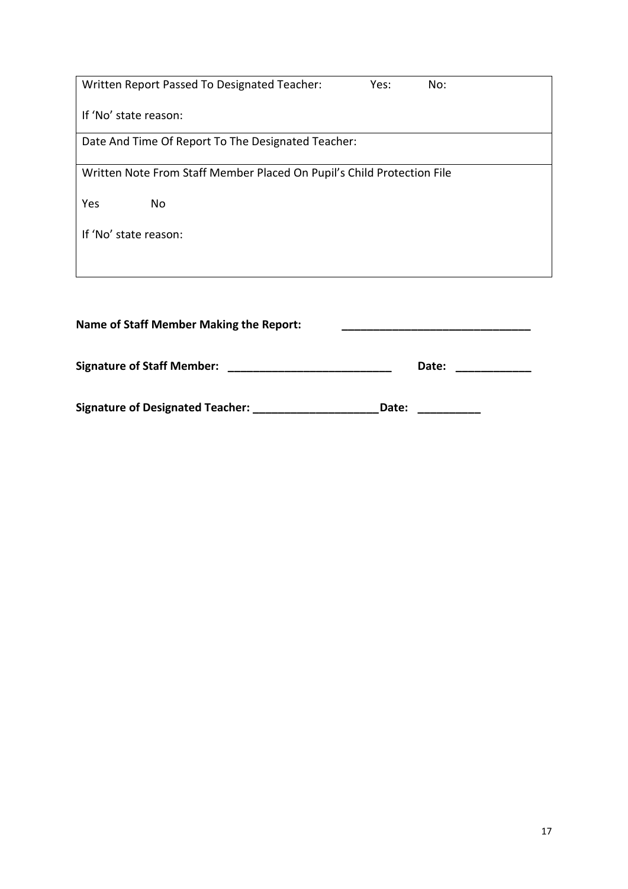| Written Report Passed To Designated Teacher: Yes: No:<br><br>If 'No' state reason: |
|---|
| Date And Time Of Report To The Designated Teacher: |
| Written Note From Staff Member Placed On Pupil's Child Protection File<br><br>Yes No<br><br>If 'No' state reason: |

**Name of Staff Member Making the Report:** ______________________________

**Signature of Staff Member:** __________________________ **Date:** ____________

**Signature of Designated Teacher:** ____________________ **Date:** __________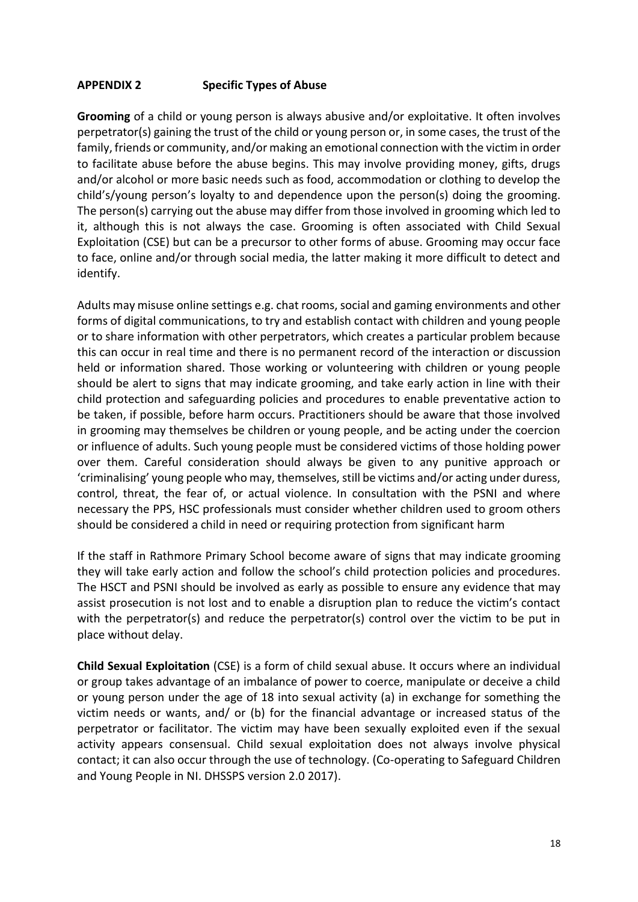**APPENDIX 2 Specific Types of Abuse**

**Grooming** of a child or young person is always abusive and/or exploitative. It often involves perpetrator(s) gaining the trust of the child or young person or, in some cases, the trust of the family, friends or community, and/or making an emotional connection with the victim in order to facilitate abuse before the abuse begins. This may involve providing money, gifts, drugs and/or alcohol or more basic needs such as food, accommodation or clothing to develop the child's/young person's loyalty to and dependence upon the person(s) doing the grooming. The person(s) carrying out the abuse may differ from those involved in grooming which led to it, although this is not always the case. Grooming is often associated with Child Sexual Exploitation (CSE) but can be a precursor to other forms of abuse. Grooming may occur face to face, online and/or through social media, the latter making it more difficult to detect and identify.

Adults may misuse online settings e.g. chat rooms, social and gaming environments and other forms of digital communications, to try and establish contact with children and young people or to share information with other perpetrators, which creates a particular problem because this can occur in real time and there is no permanent record of the interaction or discussion held or information shared. Those working or volunteering with children or young people should be alert to signs that may indicate grooming, and take early action in line with their child protection and safeguarding policies and procedures to enable preventative action to be taken, if possible, before harm occurs. Practitioners should be aware that those involved in grooming may themselves be children or young people, and be acting under the coercion or influence of adults. Such young people must be considered victims of those holding power over them. Careful consideration should always be given to any punitive approach or 'criminalising' young people who may, themselves, still be victims and/or acting under duress, control, threat, the fear of, or actual violence. In consultation with the PSNI and where necessary the PPS, HSC professionals must consider whether children used to groom others should be considered a child in need or requiring protection from significant harm

If the staff in Rathmore Primary School become aware of signs that may indicate grooming they will take early action and follow the school's child protection policies and procedures. The HSCT and PSNI should be involved as early as possible to ensure any evidence that may assist prosecution is not lost and to enable a disruption plan to reduce the victim's contact with the perpetrator(s) and reduce the perpetrator(s) control over the victim to be put in place without delay.

**Child Sexual Exploitation** (CSE) is a form of child sexual abuse. It occurs where an individual or group takes advantage of an imbalance of power to coerce, manipulate or deceive a child or young person under the age of 18 into sexual activity (a) in exchange for something the victim needs or wants, and/ or (b) for the financial advantage or increased status of the perpetrator or facilitator. The victim may have been sexually exploited even if the sexual activity appears consensual. Child sexual exploitation does not always involve physical contact; it can also occur through the use of technology. (Co-operating to Safeguard Children and Young People in NI. DHSSPS version 2.0 2017).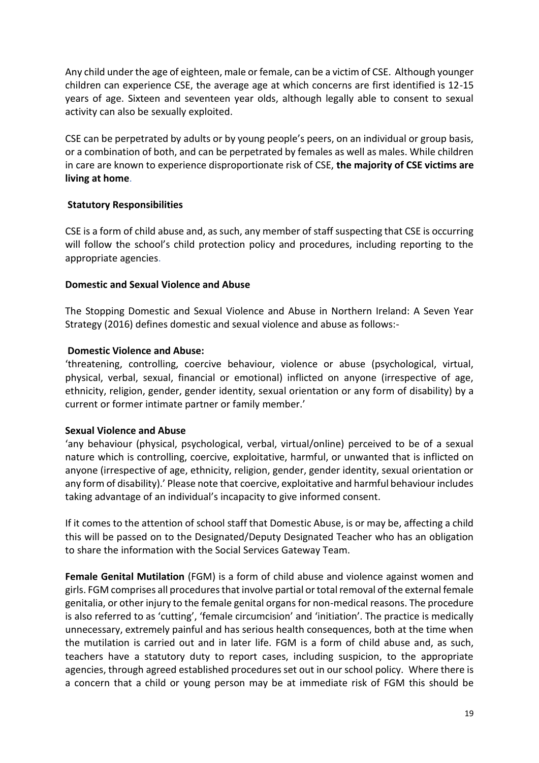Any child under the age of eighteen, male or female, can be a victim of CSE. Although younger children can experience CSE, the average age at which concerns are first identified is 12-15 years of age. Sixteen and seventeen year olds, although legally able to consent to sexual activity can also be sexually exploited.

CSE can be perpetrated by adults or by young people's peers, on an individual or group basis, or a combination of both, and can be perpetrated by females as well as males. While children in care are known to experience disproportionate risk of CSE, **the majority of CSE victims are living at home**.

**Statutory Responsibilities**

CSE is a form of child abuse and, as such, any member of staff suspecting that CSE is occurring will follow the school's child protection policy and procedures, including reporting to the appropriate agencies.

**Domestic and Sexual Violence and Abuse**

The Stopping Domestic and Sexual Violence and Abuse in Northern Ireland: A Seven Year Strategy (2016) defines domestic and sexual violence and abuse as follows:-

**Domestic Violence and Abuse:**
'threatening, controlling, coercive behaviour, violence or abuse (psychological, virtual, physical, verbal, sexual, financial or emotional) inflicted on anyone (irrespective of age, ethnicity, religion, gender, gender identity, sexual orientation or any form of disability) by a current or former intimate partner or family member.'

**Sexual Violence and Abuse**
'any behaviour (physical, psychological, verbal, virtual/online) perceived to be of a sexual nature which is controlling, coercive, exploitative, harmful, or unwanted that is inflicted on anyone (irrespective of age, ethnicity, religion, gender, gender identity, sexual orientation or any form of disability).' Please note that coercive, exploitative and harmful behaviour includes taking advantage of an individual's incapacity to give informed consent.

If it comes to the attention of school staff that Domestic Abuse, is or may be, affecting a child this will be passed on to the Designated/Deputy Designated Teacher who has an obligation to share the information with the Social Services Gateway Team.

**Female Genital Mutilation** (FGM) is a form of child abuse and violence against women and girls. FGM comprises all procedures that involve partial or total removal of the external female genitalia, or other injury to the female genital organs for non-medical reasons. The procedure is also referred to as 'cutting', 'female circumcision' and 'initiation'. The practice is medically unnecessary, extremely painful and has serious health consequences, both at the time when the mutilation is carried out and in later life. FGM is a form of child abuse and, as such, teachers have a statutory duty to report cases, including suspicion, to the appropriate agencies, through agreed established procedures set out in our school policy. Where there is a concern that a child or young person may be at immediate risk of FGM this should be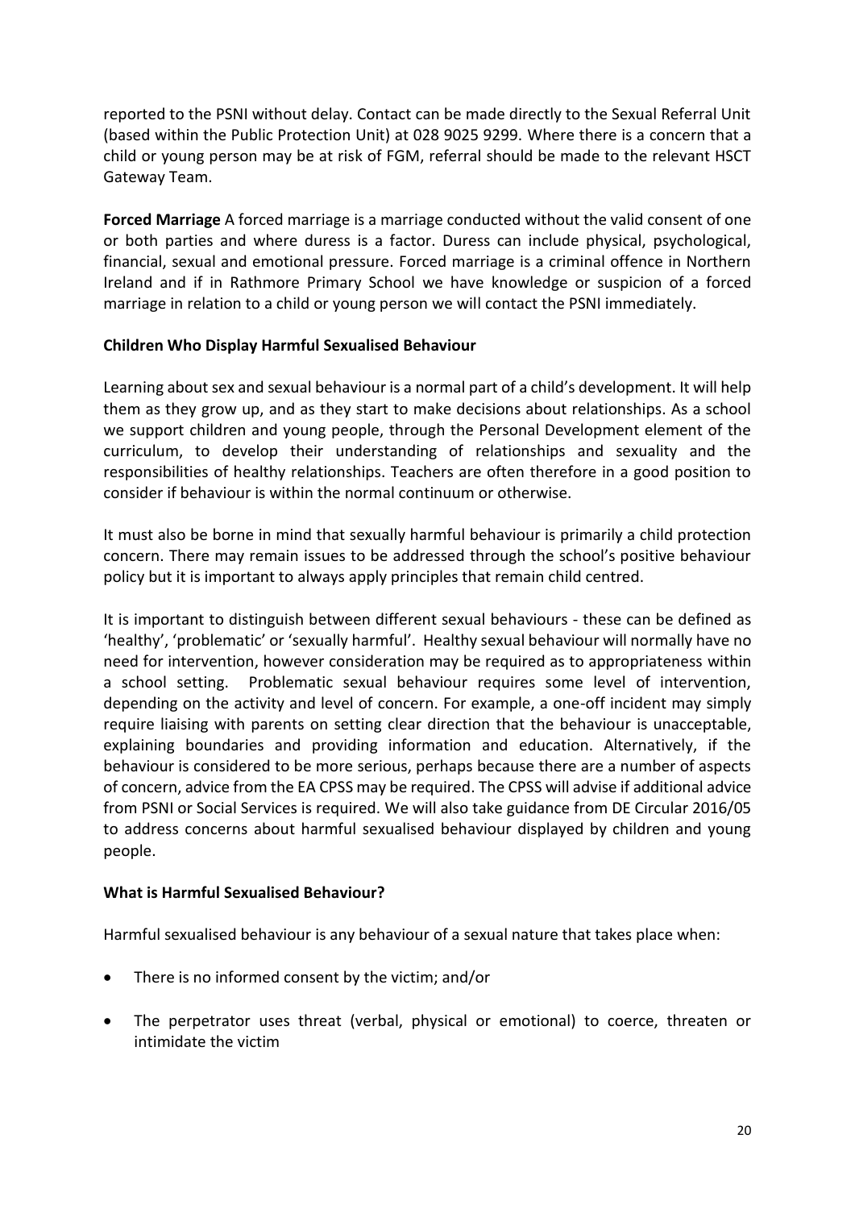reported to the PSNI without delay. Contact can be made directly to the Sexual Referral Unit (based within the Public Protection Unit) at 028 9025 9299. Where there is a concern that a child or young person may be at risk of FGM, referral should be made to the relevant HSCT Gateway Team.

**Forced Marriage** A forced marriage is a marriage conducted without the valid consent of one or both parties and where duress is a factor. Duress can include physical, psychological, financial, sexual and emotional pressure. Forced marriage is a criminal offence in Northern Ireland and if in Rathmore Primary School we have knowledge or suspicion of a forced marriage in relation to a child or young person we will contact the PSNI immediately.

**Children Who Display Harmful Sexualised Behaviour**

Learning about sex and sexual behaviour is a normal part of a child's development. It will help them as they grow up, and as they start to make decisions about relationships. As a school we support children and young people, through the Personal Development element of the curriculum, to develop their understanding of relationships and sexuality and the responsibilities of healthy relationships. Teachers are often therefore in a good position to consider if behaviour is within the normal continuum or otherwise.

It must also be borne in mind that sexually harmful behaviour is primarily a child protection concern. There may remain issues to be addressed through the school's positive behaviour policy but it is important to always apply principles that remain child centred.

It is important to distinguish between different sexual behaviours - these can be defined as 'healthy', 'problematic' or 'sexually harmful'. Healthy sexual behaviour will normally have no need for intervention, however consideration may be required as to appropriateness within a school setting. Problematic sexual behaviour requires some level of intervention, depending on the activity and level of concern. For example, a one-off incident may simply require liaising with parents on setting clear direction that the behaviour is unacceptable, explaining boundaries and providing information and education. Alternatively, if the behaviour is considered to be more serious, perhaps because there are a number of aspects of concern, advice from the EA CPSS may be required. The CPSS will advise if additional advice from PSNI or Social Services is required. We will also take guidance from DE Circular 2016/05 to address concerns about harmful sexualised behaviour displayed by children and young people.

**What is Harmful Sexualised Behaviour?**

Harmful sexualised behaviour is any behaviour of a sexual nature that takes place when:

- There is no informed consent by the victim; and/or
- The perpetrator uses threat (verbal, physical or emotional) to coerce, threaten or intimidate the victim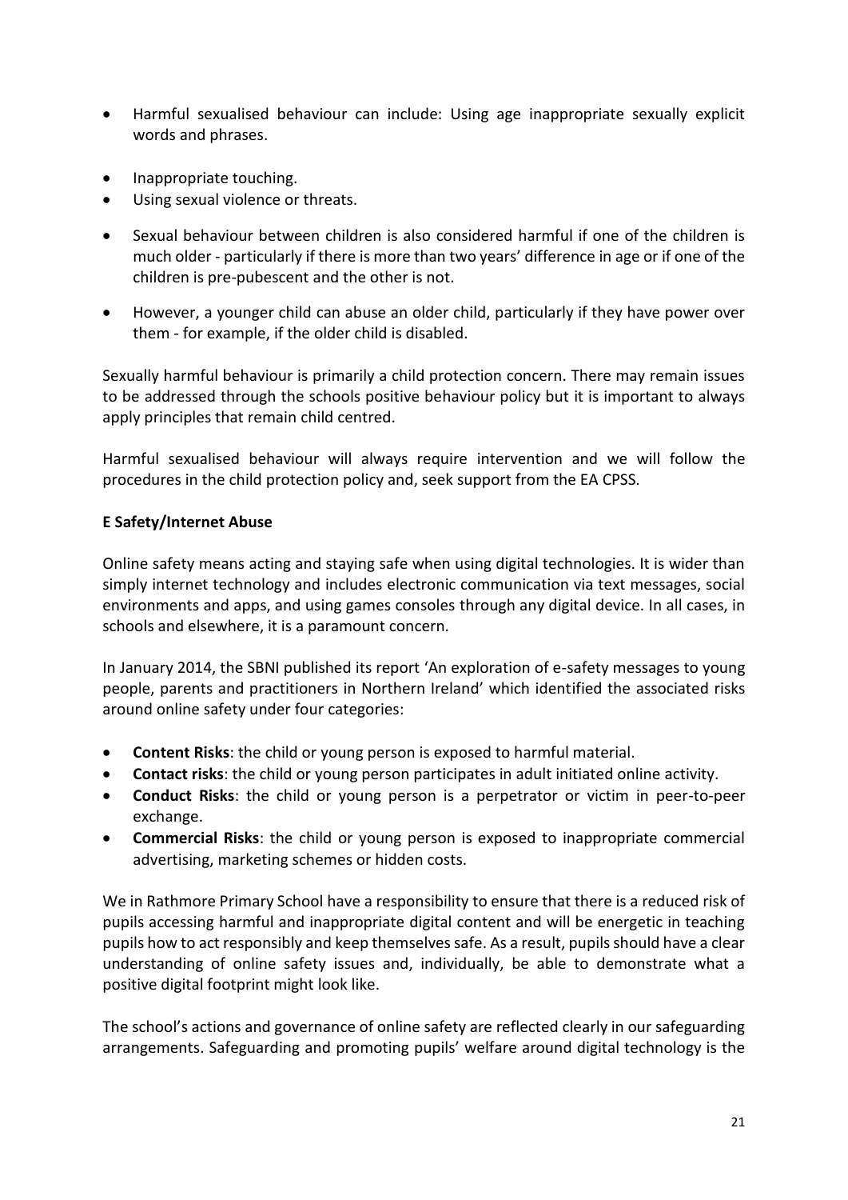- Harmful sexualised behaviour can include: Using age inappropriate sexually explicit words and phrases.
- Inappropriate touching.
- Using sexual violence or threats.
- Sexual behaviour between children is also considered harmful if one of the children is much older - particularly if there is more than two years' difference in age or if one of the children is pre-pubescent and the other is not.
- However, a younger child can abuse an older child, particularly if they have power over them - for example, if the older child is disabled.

Sexually harmful behaviour is primarily a child protection concern. There may remain issues to be addressed through the schools positive behaviour policy but it is important to always apply principles that remain child centred.

Harmful sexualised behaviour will always require intervention and we will follow the procedures in the child protection policy and, seek support from the EA CPSS.

**E Safety/Internet Abuse**

Online safety means acting and staying safe when using digital technologies. It is wider than simply internet technology and includes electronic communication via text messages, social environments and apps, and using games consoles through any digital device. In all cases, in schools and elsewhere, it is a paramount concern.

In January 2014, the SBNI published its report 'An exploration of e-safety messages to young people, parents and practitioners in Northern Ireland' which identified the associated risks around online safety under four categories:

- **Content Risks**: the child or young person is exposed to harmful material.
- **Contact risks**: the child or young person participates in adult initiated online activity.
- **Conduct Risks**: the child or young person is a perpetrator or victim in peer-to-peer exchange.
- **Commercial Risks**: the child or young person is exposed to inappropriate commercial advertising, marketing schemes or hidden costs.

We in Rathmore Primary School have a responsibility to ensure that there is a reduced risk of pupils accessing harmful and inappropriate digital content and will be energetic in teaching pupils how to act responsibly and keep themselves safe. As a result, pupils should have a clear understanding of online safety issues and, individually, be able to demonstrate what a positive digital footprint might look like.

The school's actions and governance of online safety are reflected clearly in our safeguarding arrangements. Safeguarding and promoting pupils' welfare around digital technology is the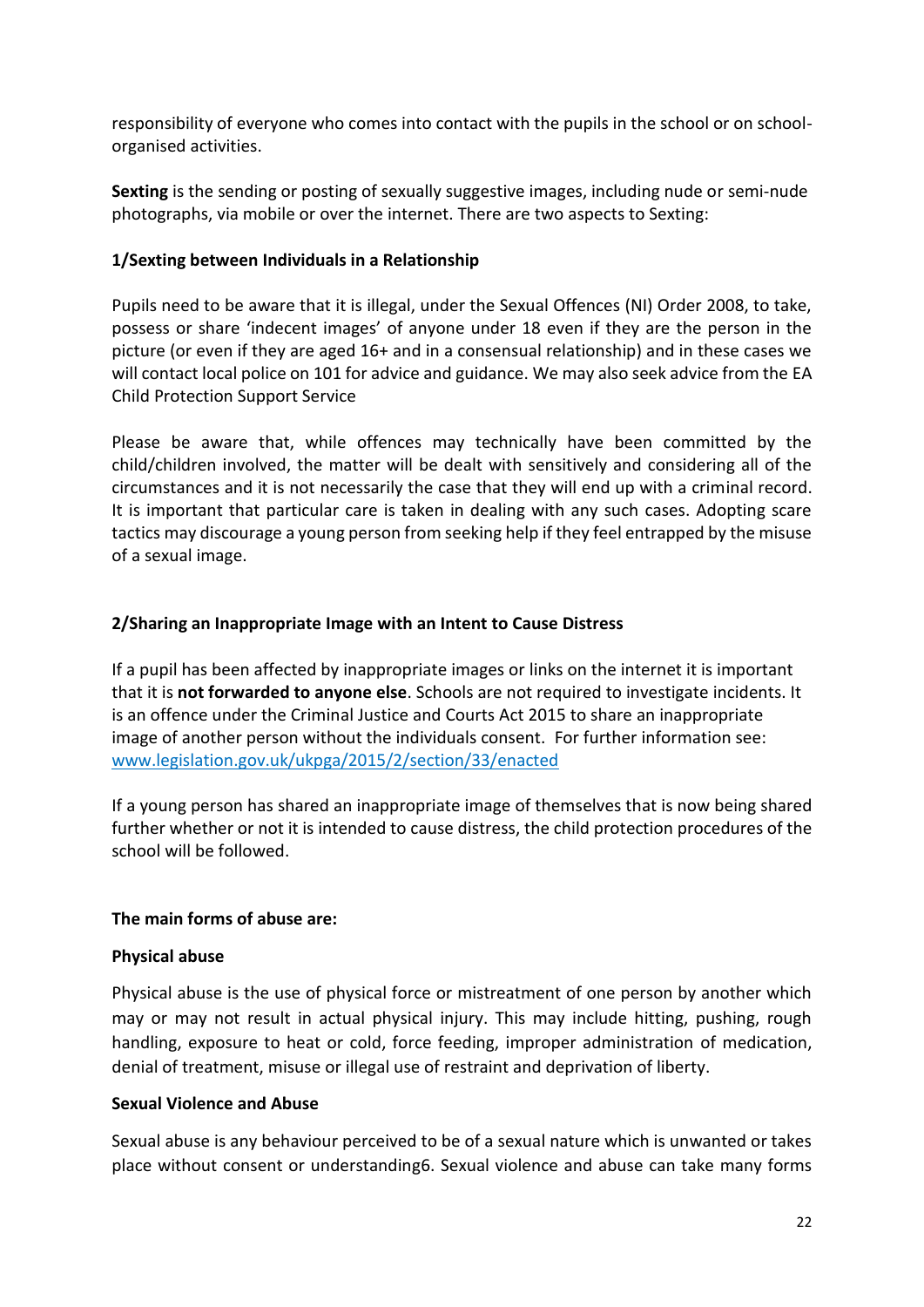responsibility of everyone who comes into contact with the pupils in the school or on school-organised activities.

**Sexting** is the sending or posting of sexually suggestive images, including nude or semi-nude photographs, via mobile or over the internet. There are two aspects to Sexting:

**1/Sexting between Individuals in a Relationship**

Pupils need to be aware that it is illegal, under the Sexual Offences (NI) Order 2008, to take, possess or share 'indecent images' of anyone under 18 even if they are the person in the picture (or even if they are aged 16+ and in a consensual relationship) and in these cases we will contact local police on 101 for advice and guidance. We may also seek advice from the EA Child Protection Support Service

Please be aware that, while offences may technically have been committed by the child/children involved, the matter will be dealt with sensitively and considering all of the circumstances and it is not necessarily the case that they will end up with a criminal record. It is important that particular care is taken in dealing with any such cases. Adopting scare tactics may discourage a young person from seeking help if they feel entrapped by the misuse of a sexual image.

**2/Sharing an Inappropriate Image with an Intent to Cause Distress**

If a pupil has been affected by inappropriate images or links on the internet it is important that it is **not forwarded to anyone else**. Schools are not required to investigate incidents. It is an offence under the Criminal Justice and Courts Act 2015 to share an inappropriate image of another person without the individuals consent. For further information see: [www.legislation.gov.uk/ukpga/2015/2/section/33/enacted](http://www.legislation.gov.uk/ukpga/2015/2/section/33/enacted)

If a young person has shared an inappropriate image of themselves that is now being shared further whether or not it is intended to cause distress, the child protection procedures of the school will be followed.

**The main forms of abuse are:**

**Physical abuse**

Physical abuse is the use of physical force or mistreatment of one person by another which may or may not result in actual physical injury. This may include hitting, pushing, rough handling, exposure to heat or cold, force feeding, improper administration of medication, denial of treatment, misuse or illegal use of restraint and deprivation of liberty.

**Sexual Violence and Abuse**

Sexual abuse is any behaviour perceived to be of a sexual nature which is unwanted or takes place without consent or understanding6. Sexual violence and abuse can take many forms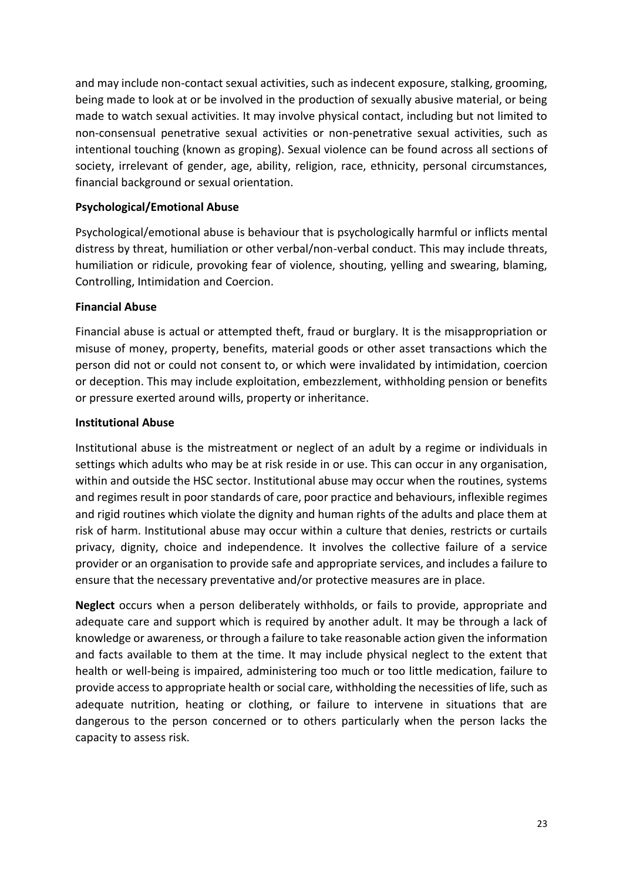and may include non-contact sexual activities, such as indecent exposure, stalking, grooming, being made to look at or be involved in the production of sexually abusive material, or being made to watch sexual activities. It may involve physical contact, including but not limited to non-consensual penetrative sexual activities or non-penetrative sexual activities, such as intentional touching (known as groping). Sexual violence can be found across all sections of society, irrelevant of gender, age, ability, religion, race, ethnicity, personal circumstances, financial background or sexual orientation.

**Psychological/Emotional Abuse**

Psychological/emotional abuse is behaviour that is psychologically harmful or inflicts mental distress by threat, humiliation or other verbal/non-verbal conduct. This may include threats, humiliation or ridicule, provoking fear of violence, shouting, yelling and swearing, blaming, Controlling, Intimidation and Coercion.

**Financial Abuse**

Financial abuse is actual or attempted theft, fraud or burglary. It is the misappropriation or misuse of money, property, benefits, material goods or other asset transactions which the person did not or could not consent to, or which were invalidated by intimidation, coercion or deception. This may include exploitation, embezzlement, withholding pension or benefits or pressure exerted around wills, property or inheritance.

**Institutional Abuse**

Institutional abuse is the mistreatment or neglect of an adult by a regime or individuals in settings which adults who may be at risk reside in or use. This can occur in any organisation, within and outside the HSC sector. Institutional abuse may occur when the routines, systems and regimes result in poor standards of care, poor practice and behaviours, inflexible regimes and rigid routines which violate the dignity and human rights of the adults and place them at risk of harm. Institutional abuse may occur within a culture that denies, restricts or curtails privacy, dignity, choice and independence. It involves the collective failure of a service provider or an organisation to provide safe and appropriate services, and includes a failure to ensure that the necessary preventative and/or protective measures are in place.

**Neglect** occurs when a person deliberately withholds, or fails to provide, appropriate and adequate care and support which is required by another adult. It may be through a lack of knowledge or awareness, or through a failure to take reasonable action given the information and facts available to them at the time. It may include physical neglect to the extent that health or well-being is impaired, administering too much or too little medication, failure to provide access to appropriate health or social care, withholding the necessities of life, such as adequate nutrition, heating or clothing, or failure to intervene in situations that are dangerous to the person concerned or to others particularly when the person lacks the capacity to assess risk.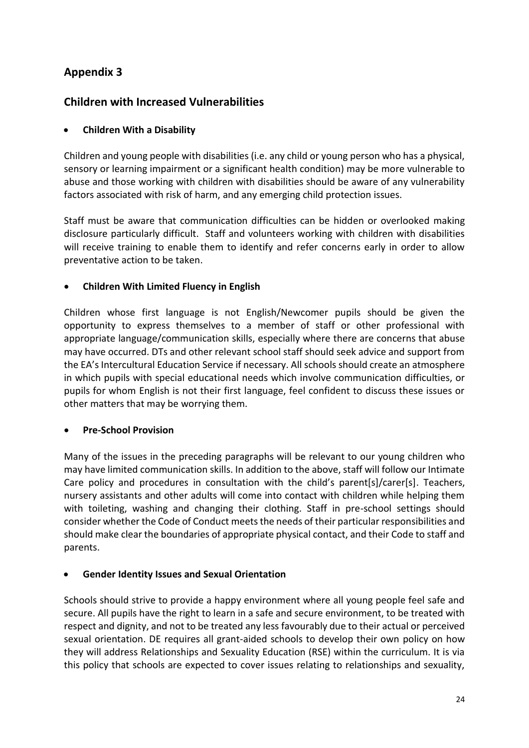# Appendix 3

## Children with Increased Vulnerabilities

- **Children With a Disability**

Children and young people with disabilities (i.e. any child or young person who has a physical, sensory or learning impairment or a significant health condition) may be more vulnerable to abuse and those working with children with disabilities should be aware of any vulnerability factors associated with risk of harm, and any emerging child protection issues.

Staff must be aware that communication difficulties can be hidden or overlooked making disclosure particularly difficult. Staff and volunteers working with children with disabilities will receive training to enable them to identify and refer concerns early in order to allow preventative action to be taken.

- **Children With Limited Fluency in English**

Children whose first language is not English/Newcomer pupils should be given the opportunity to express themselves to a member of staff or other professional with appropriate language/communication skills, especially where there are concerns that abuse may have occurred. DTs and other relevant school staff should seek advice and support from the EA's Intercultural Education Service if necessary. All schools should create an atmosphere in which pupils with special educational needs which involve communication difficulties, or pupils for whom English is not their first language, feel confident to discuss these issues or other matters that may be worrying them.

- **Pre-School Provision**

Many of the issues in the preceding paragraphs will be relevant to our young children who may have limited communication skills. In addition to the above, staff will follow our Intimate Care policy and procedures in consultation with the child's parent[s]/carer[s]. Teachers, nursery assistants and other adults will come into contact with children while helping them with toileting, washing and changing their clothing. Staff in pre-school settings should consider whether the Code of Conduct meets the needs of their particular responsibilities and should make clear the boundaries of appropriate physical contact, and their Code to staff and parents.

- **Gender Identity Issues and Sexual Orientation**

Schools should strive to provide a happy environment where all young people feel safe and secure. All pupils have the right to learn in a safe and secure environment, to be treated with respect and dignity, and not to be treated any less favourably due to their actual or perceived sexual orientation. DE requires all grant-aided schools to develop their own policy on how they will address Relationships and Sexuality Education (RSE) within the curriculum. It is via this policy that schools are expected to cover issues relating to relationships and sexuality,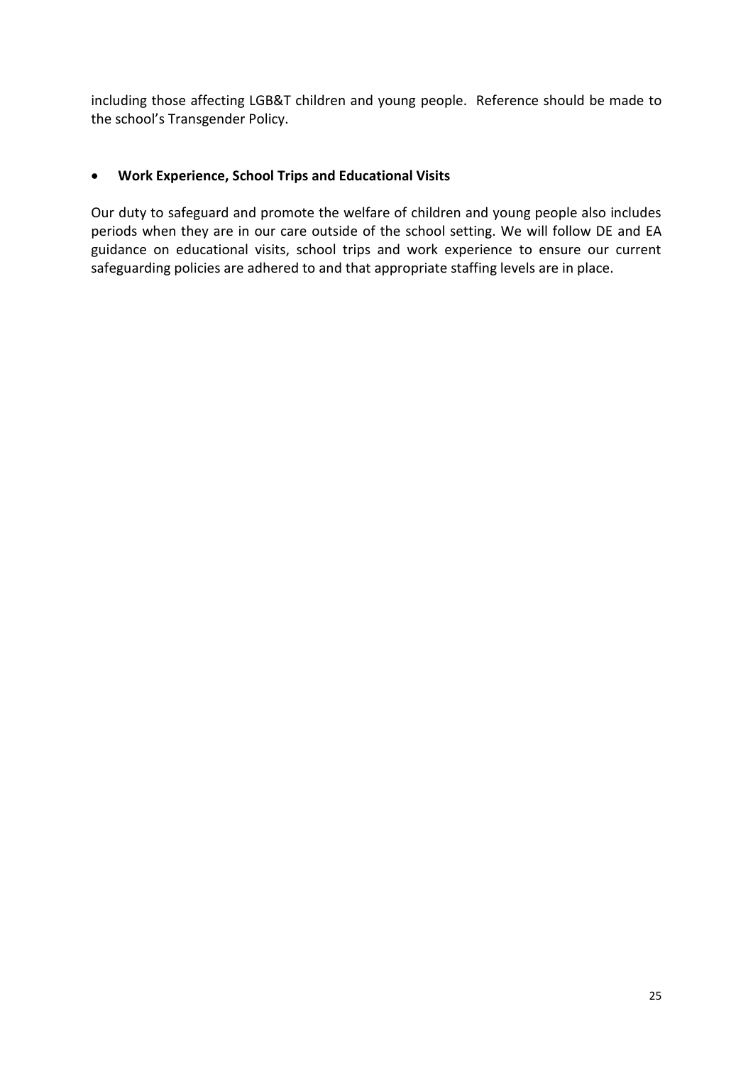including those affecting LGB&T children and young people. Reference should be made to the school's Transgender Policy.

- **Work Experience, School Trips and Educational Visits**

Our duty to safeguard and promote the welfare of children and young people also includes periods when they are in our care outside of the school setting. We will follow DE and EA guidance on educational visits, school trips and work experience to ensure our current safeguarding policies are adhered to and that appropriate staffing levels are in place.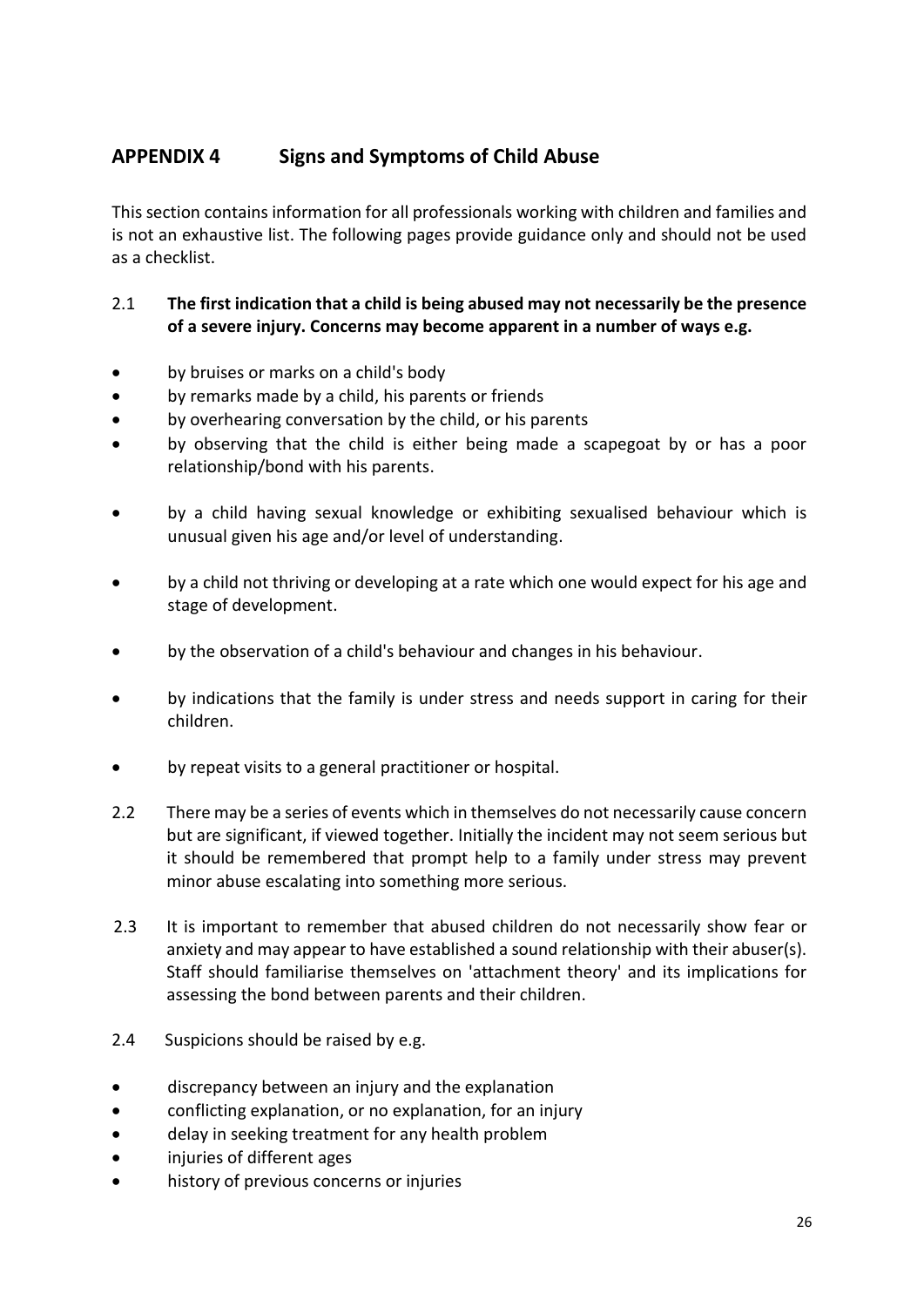## APPENDIX 4 Signs and Symptoms of Child Abuse

This section contains information for all professionals working with children and families and is not an exhaustive list. The following pages provide guidance only and should not be used as a checklist.

2.1 **The first indication that a child is being abused may not necessarily be the presence of a severe injury. Concerns may become apparent in a number of ways e.g.**

- by bruises or marks on a child's body
- by remarks made by a child, his parents or friends
- by overhearing conversation by the child, or his parents
- by observing that the child is either being made a scapegoat by or has a poor relationship/bond with his parents.
- by a child having sexual knowledge or exhibiting sexualised behaviour which is unusual given his age and/or level of understanding.
- by a child not thriving or developing at a rate which one would expect for his age and stage of development.
- by the observation of a child's behaviour and changes in his behaviour.
- by indications that the family is under stress and needs support in caring for their children.
- by repeat visits to a general practitioner or hospital.

2.2 There may be a series of events which in themselves do not necessarily cause concern but are significant, if viewed together. Initially the incident may not seem serious but it should be remembered that prompt help to a family under stress may prevent minor abuse escalating into something more serious.

2.3 It is important to remember that abused children do not necessarily show fear or anxiety and may appear to have established a sound relationship with their abuser(s). Staff should familiarise themselves on 'attachment theory' and its implications for assessing the bond between parents and their children.

2.4 Suspicions should be raised by e.g.

- discrepancy between an injury and the explanation
- conflicting explanation, or no explanation, for an injury
- delay in seeking treatment for any health problem
- injuries of different ages
- history of previous concerns or injuries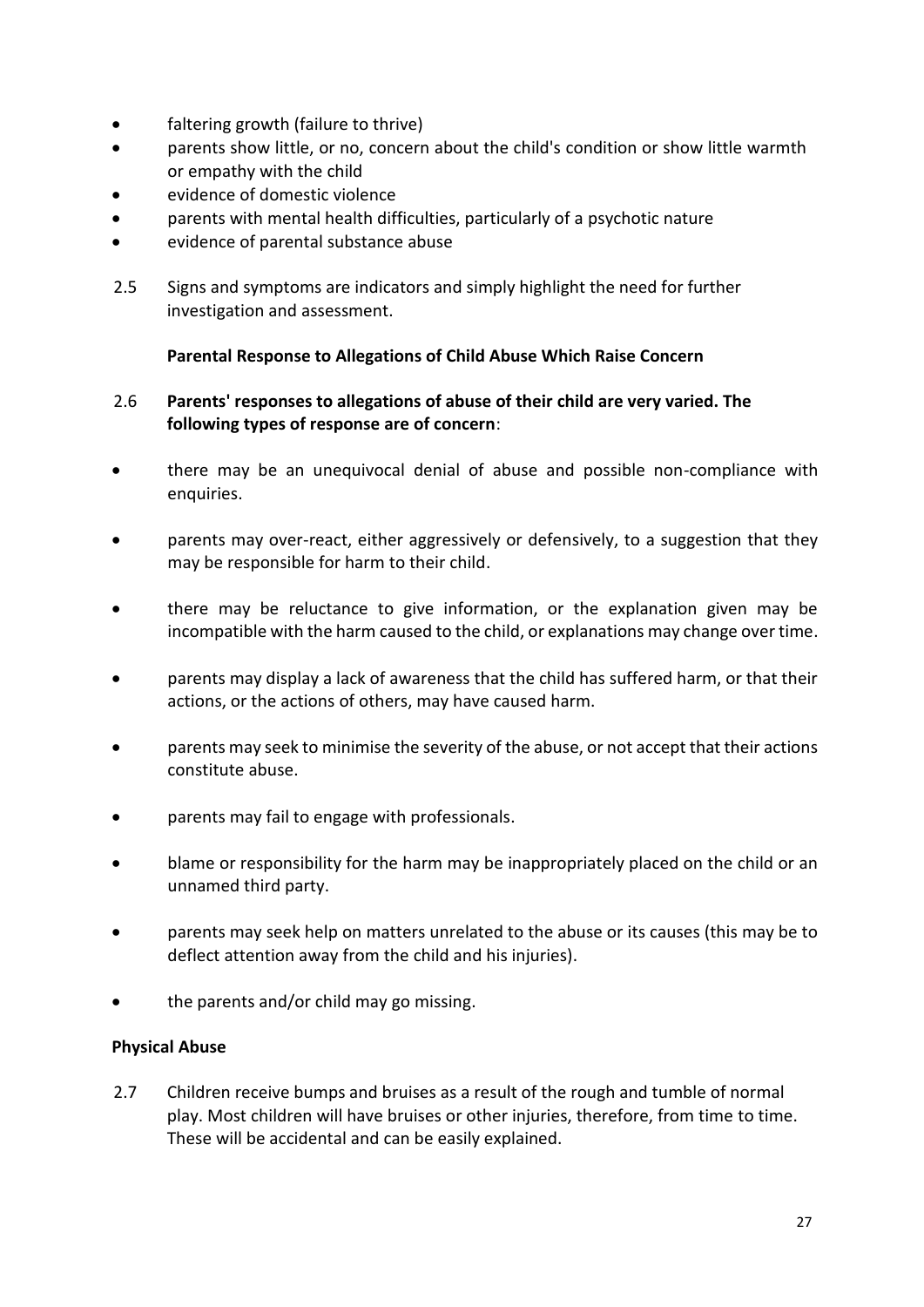- faltering growth (failure to thrive)
- parents show little, or no, concern about the child's condition or show little warmth or empathy with the child
- evidence of domestic violence
- parents with mental health difficulties, particularly of a psychotic nature
- evidence of parental substance abuse

2.5 Signs and symptoms are indicators and simply highlight the need for further investigation and assessment.

**Parental Response to Allegations of Child Abuse Which Raise Concern**

2.6 **Parents' responses to allegations of abuse of their child are very varied. The following types of response are of concern**:

- there may be an unequivocal denial of abuse and possible non-compliance with enquiries.
- parents may over-react, either aggressively or defensively, to a suggestion that they may be responsible for harm to their child.
- there may be reluctance to give information, or the explanation given may be incompatible with the harm caused to the child, or explanations may change over time.
- parents may display a lack of awareness that the child has suffered harm, or that their actions, or the actions of others, may have caused harm.
- parents may seek to minimise the severity of the abuse, or not accept that their actions constitute abuse.
- parents may fail to engage with professionals.
- blame or responsibility for the harm may be inappropriately placed on the child or an unnamed third party.
- parents may seek help on matters unrelated to the abuse or its causes (this may be to deflect attention away from the child and his injuries).
- the parents and/or child may go missing.

**Physical Abuse**

2.7 Children receive bumps and bruises as a result of the rough and tumble of normal play. Most children will have bruises or other injuries, therefore, from time to time. These will be accidental and can be easily explained.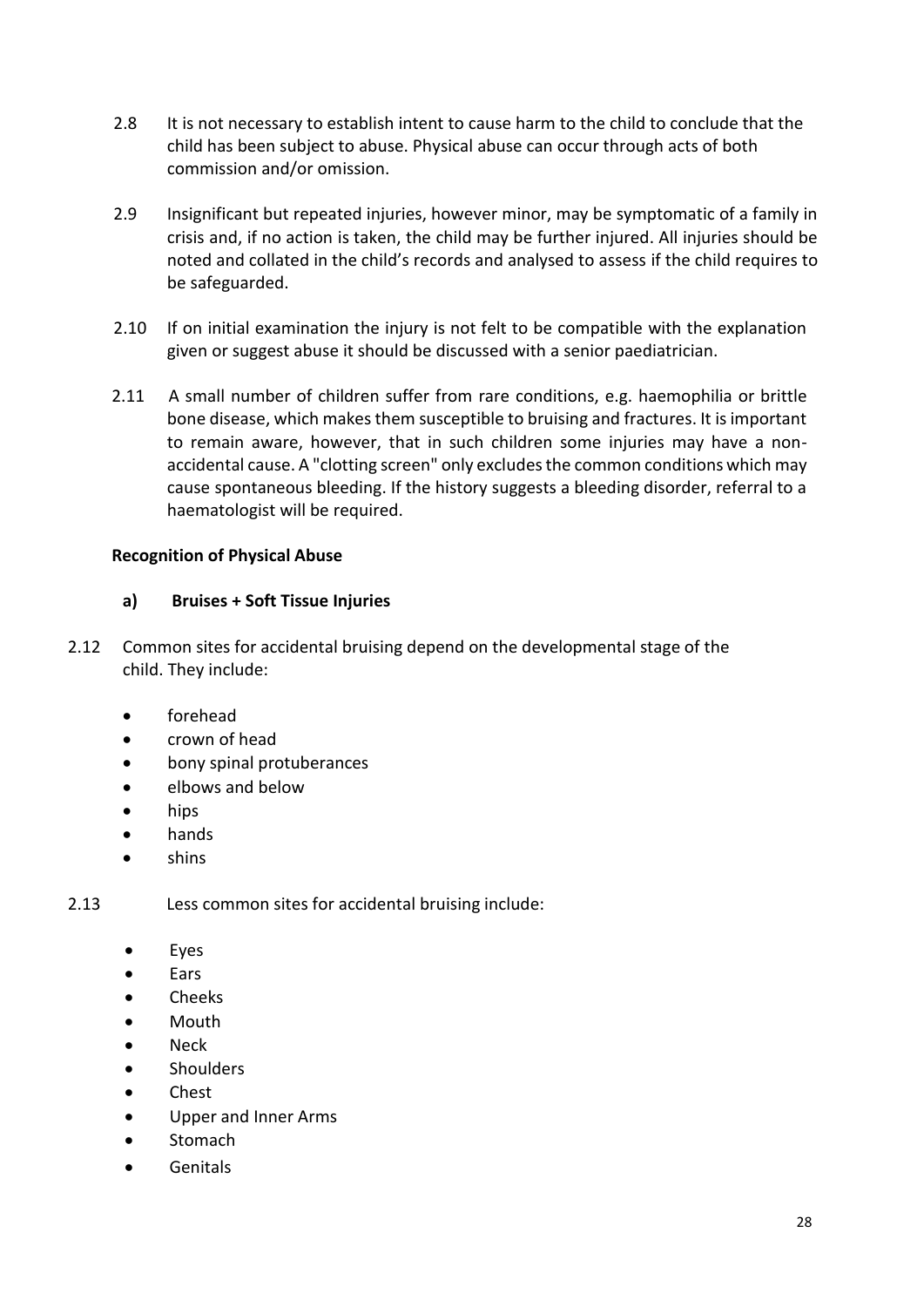2.8 It is not necessary to establish intent to cause harm to the child to conclude that the child has been subject to abuse. Physical abuse can occur through acts of both commission and/or omission.

2.9 Insignificant but repeated injuries, however minor, may be symptomatic of a family in crisis and, if no action is taken, the child may be further injured. All injuries should be noted and collated in the child's records and analysed to assess if the child requires to be safeguarded.

2.10 If on initial examination the injury is not felt to be compatible with the explanation given or suggest abuse it should be discussed with a senior paediatrician.

2.11 A small number of children suffer from rare conditions, e.g. haemophilia or brittle bone disease, which makes them susceptible to bruising and fractures. It is important to remain aware, however, that in such children some injuries may have a non-accidental cause. A "clotting screen" only excludes the common conditions which may cause spontaneous bleeding. If the history suggests a bleeding disorder, referral to a haematologist will be required.

**Recognition of Physical Abuse**

**a) Bruises + Soft Tissue Injuries**

2.12 Common sites for accidental bruising depend on the developmental stage of the child. They include:

- forehead
- crown of head
- bony spinal protuberances
- elbows and below
- hips
- hands
- shins

2.13 Less common sites for accidental bruising include:

- Eyes
- Ears
- Cheeks
- Mouth
- Neck
- Shoulders
- Chest
- Upper and Inner Arms
- Stomach
- Genitals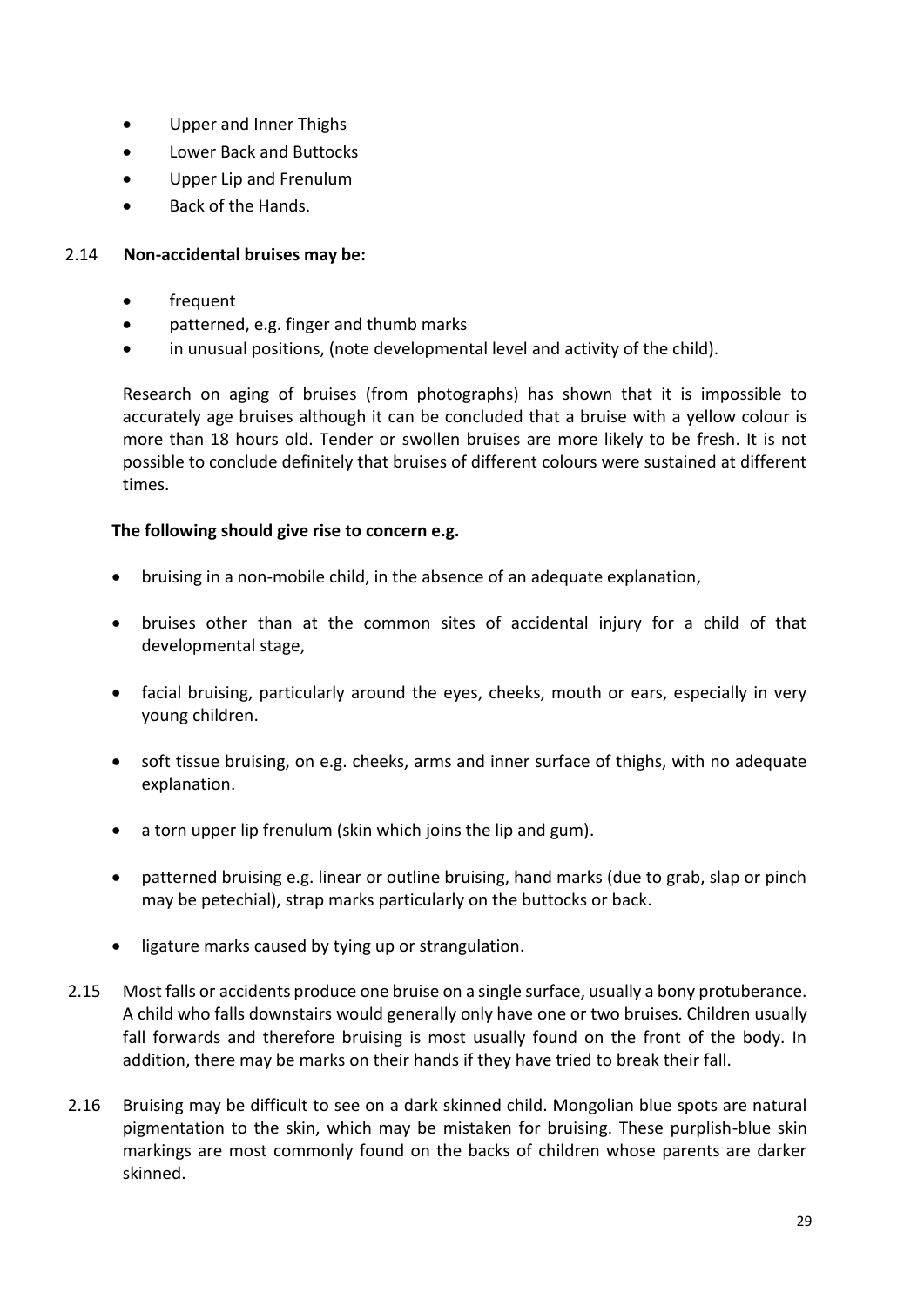- Upper and Inner Thighs
- Lower Back and Buttocks
- Upper Lip and Frenulum
- Back of the Hands.

2.14 **Non-accidental bruises may be:**

- frequent
- patterned, e.g. finger and thumb marks
- in unusual positions, (note developmental level and activity of the child).

Research on aging of bruises (from photographs) has shown that it is impossible to accurately age bruises although it can be concluded that a bruise with a yellow colour is more than 18 hours old. Tender or swollen bruises are more likely to be fresh. It is not possible to conclude definitely that bruises of different colours were sustained at different times.

**The following should give rise to concern e.g.**

- bruising in a non-mobile child, in the absence of an adequate explanation,
- bruises other than at the common sites of accidental injury for a child of that developmental stage,
- facial bruising, particularly around the eyes, cheeks, mouth or ears, especially in very young children.
- soft tissue bruising, on e.g. cheeks, arms and inner surface of thighs, with no adequate explanation.
- a torn upper lip frenulum (skin which joins the lip and gum).
- patterned bruising e.g. linear or outline bruising, hand marks (due to grab, slap or pinch may be petechial), strap marks particularly on the buttocks or back.
- ligature marks caused by tying up or strangulation.

2.15 Most falls or accidents produce one bruise on a single surface, usually a bony protuberance. A child who falls downstairs would generally only have one or two bruises. Children usually fall forwards and therefore bruising is most usually found on the front of the body. In addition, there may be marks on their hands if they have tried to break their fall.

2.16 Bruising may be difficult to see on a dark skinned child. Mongolian blue spots are natural pigmentation to the skin, which may be mistaken for bruising. These purplish-blue skin markings are most commonly found on the backs of children whose parents are darker skinned.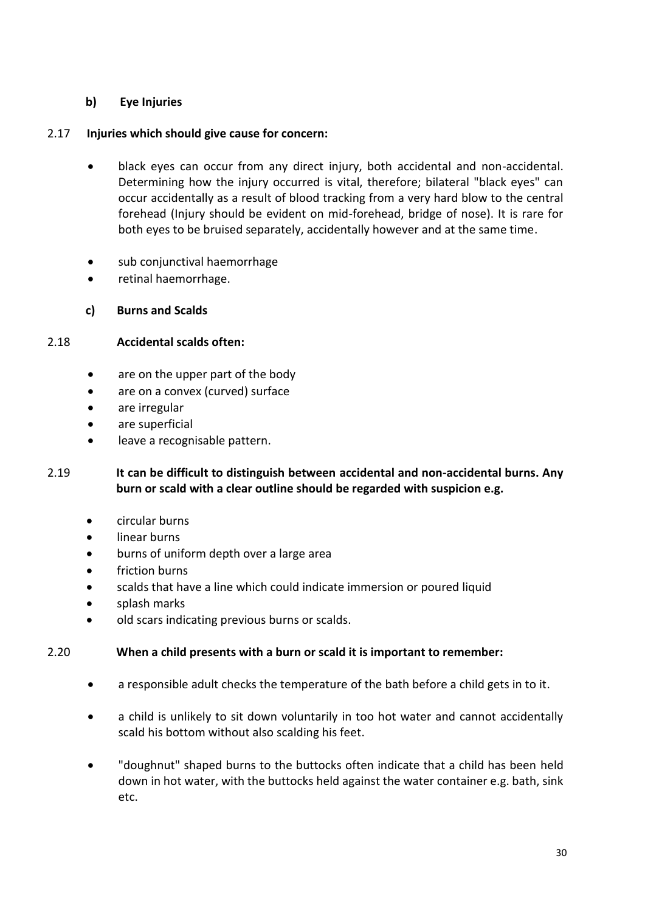### b) Eye Injuries

2.17 **Injuries which should give cause for concern:**

- black eyes can occur from any direct injury, both accidental and non-accidental. Determining how the injury occurred is vital, therefore; bilateral "black eyes" can occur accidentally as a result of blood tracking from a very hard blow to the central forehead (Injury should be evident on mid-forehead, bridge of nose). It is rare for both eyes to be bruised separately, accidentally however and at the same time.
- sub conjunctival haemorrhage
- retinal haemorrhage.

### c) Burns and Scalds

2.18 **Accidental scalds often:**

- are on the upper part of the body
- are on a convex (curved) surface
- are irregular
- are superficial
- leave a recognisable pattern.

2.19 **It can be difficult to distinguish between accidental and non-accidental burns. Any burn or scald with a clear outline should be regarded with suspicion e.g.**

- circular burns
- linear burns
- burns of uniform depth over a large area
- friction burns
- scalds that have a line which could indicate immersion or poured liquid
- splash marks
- old scars indicating previous burns or scalds.

2.20 **When a child presents with a burn or scald it is important to remember:**

- a responsible adult checks the temperature of the bath before a child gets in to it.
- a child is unlikely to sit down voluntarily in too hot water and cannot accidentally scald his bottom without also scalding his feet.
- "doughnut" shaped burns to the buttocks often indicate that a child has been held down in hot water, with the buttocks held against the water container e.g. bath, sink etc.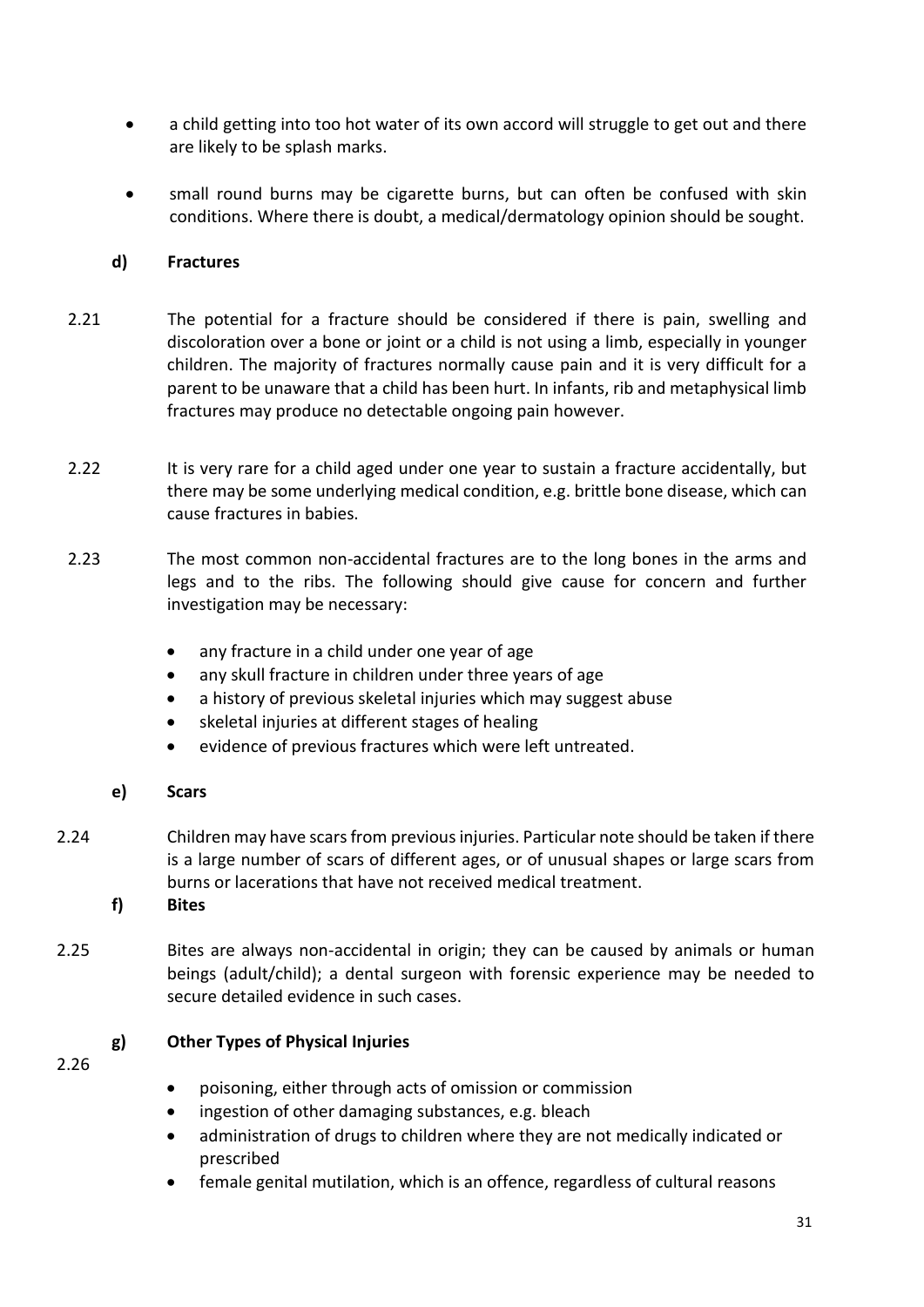- a child getting into too hot water of its own accord will struggle to get out and there are likely to be splash marks.

- small round burns may be cigarette burns, but can often be confused with skin conditions. Where there is doubt, a medical/dermatology opinion should be sought.

**d) Fractures**

2.21 The potential for a fracture should be considered if there is pain, swelling and discoloration over a bone or joint or a child is not using a limb, especially in younger children. The majority of fractures normally cause pain and it is very difficult for a parent to be unaware that a child has been hurt. In infants, rib and metaphysical limb fractures may produce no detectable ongoing pain however.

2.22 It is very rare for a child aged under one year to sustain a fracture accidentally, but there may be some underlying medical condition, e.g. brittle bone disease, which can cause fractures in babies.

2.23 The most common non-accidental fractures are to the long bones in the arms and legs and to the ribs. The following should give cause for concern and further investigation may be necessary:

- any fracture in a child under one year of age
- any skull fracture in children under three years of age
- a history of previous skeletal injuries which may suggest abuse
- skeletal injuries at different stages of healing
- evidence of previous fractures which were left untreated.

**e) Scars**

2.24 Children may have scars from previous injuries. Particular note should be taken if there is a large number of scars of different ages, or of unusual shapes or large scars from burns or lacerations that have not received medical treatment.

**f) Bites**

2.25 Bites are always non-accidental in origin; they can be caused by animals or human beings (adult/child); a dental surgeon with forensic experience may be needed to secure detailed evidence in such cases.

**g) Other Types of Physical Injuries**

2.26

- poisoning, either through acts of omission or commission
- ingestion of other damaging substances, e.g. bleach
- administration of drugs to children where they are not medically indicated or prescribed
- female genital mutilation, which is an offence, regardless of cultural reasons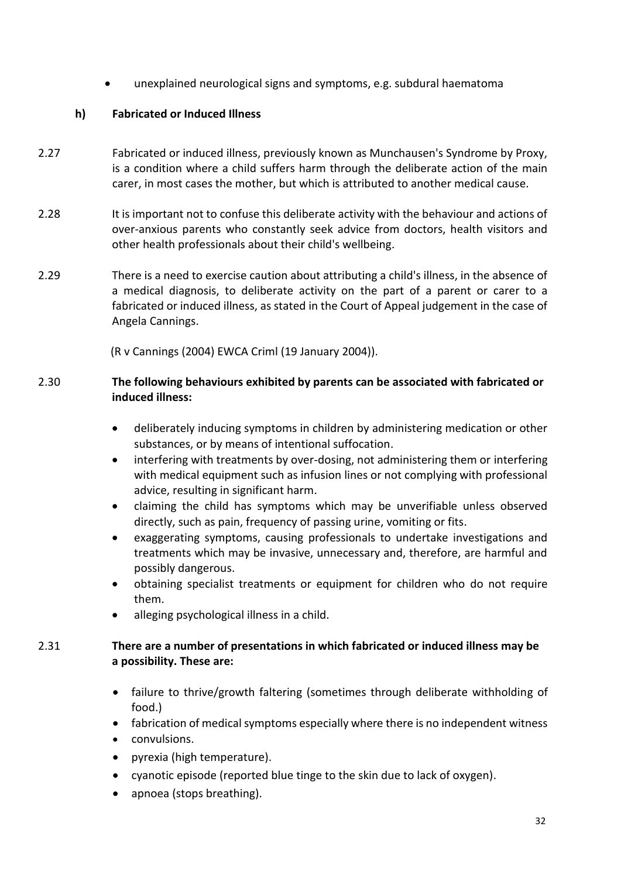- unexplained neurological signs and symptoms, e.g. subdural haematoma

### h) Fabricated or Induced Illness

2.27 Fabricated or induced illness, previously known as Munchausen's Syndrome by Proxy, is a condition where a child suffers harm through the deliberate action of the main carer, in most cases the mother, but which is attributed to another medical cause.

2.28 It is important not to confuse this deliberate activity with the behaviour and actions of over-anxious parents who constantly seek advice from doctors, health visitors and other health professionals about their child's wellbeing.

2.29 There is a need to exercise caution about attributing a child's illness, in the absence of a medical diagnosis, to deliberate activity on the part of a parent or carer to a fabricated or induced illness, as stated in the Court of Appeal judgement in the case of Angela Cannings.

(R v Cannings (2004) EWCA Criml (19 January 2004)).

2.30 **The following behaviours exhibited by parents can be associated with fabricated or induced illness:**

- deliberately inducing symptoms in children by administering medication or other substances, or by means of intentional suffocation.
- interfering with treatments by over-dosing, not administering them or interfering with medical equipment such as infusion lines or not complying with professional advice, resulting in significant harm.
- claiming the child has symptoms which may be unverifiable unless observed directly, such as pain, frequency of passing urine, vomiting or fits.
- exaggerating symptoms, causing professionals to undertake investigations and treatments which may be invasive, unnecessary and, therefore, are harmful and possibly dangerous.
- obtaining specialist treatments or equipment for children who do not require them.
- alleging psychological illness in a child.

2.31 **There are a number of presentations in which fabricated or induced illness may be a possibility. These are:**

- failure to thrive/growth faltering (sometimes through deliberate withholding of food.)
- fabrication of medical symptoms especially where there is no independent witness
- convulsions.
- pyrexia (high temperature).
- cyanotic episode (reported blue tinge to the skin due to lack of oxygen).
- apnoea (stops breathing).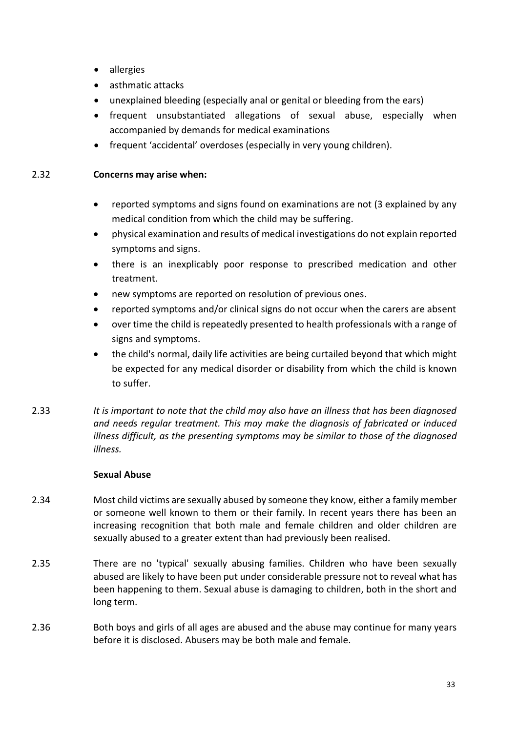- allergies
- asthmatic attacks
- unexplained bleeding (especially anal or genital or bleeding from the ears)
- frequent unsubstantiated allegations of sexual abuse, especially when accompanied by demands for medical examinations
- frequent 'accidental' overdoses (especially in very young children).

2.32 **Concerns may arise when:**

- reported symptoms and signs found on examinations are not (3 explained by any medical condition from which the child may be suffering.
- physical examination and results of medical investigations do not explain reported symptoms and signs.
- there is an inexplicably poor response to prescribed medication and other treatment.
- new symptoms are reported on resolution of previous ones.
- reported symptoms and/or clinical signs do not occur when the carers are absent
- over time the child is repeatedly presented to health professionals with a range of signs and symptoms.
- the child's normal, daily life activities are being curtailed beyond that which might be expected for any medical disorder or disability from which the child is known to suffer.

2.33 *It is important to note that the child may also have an illness that has been diagnosed and needs regular treatment. This may make the diagnosis of fabricated or induced illness difficult, as the presenting symptoms may be similar to those of the diagnosed illness.*

**Sexual Abuse**

2.34 Most child victims are sexually abused by someone they know, either a family member or someone well known to them or their family. In recent years there has been an increasing recognition that both male and female children and older children are sexually abused to a greater extent than had previously been realised.

2.35 There are no 'typical' sexually abusing families. Children who have been sexually abused are likely to have been put under considerable pressure not to reveal what has been happening to them. Sexual abuse is damaging to children, both in the short and long term.

2.36 Both boys and girls of all ages are abused and the abuse may continue for many years before it is disclosed. Abusers may be both male and female.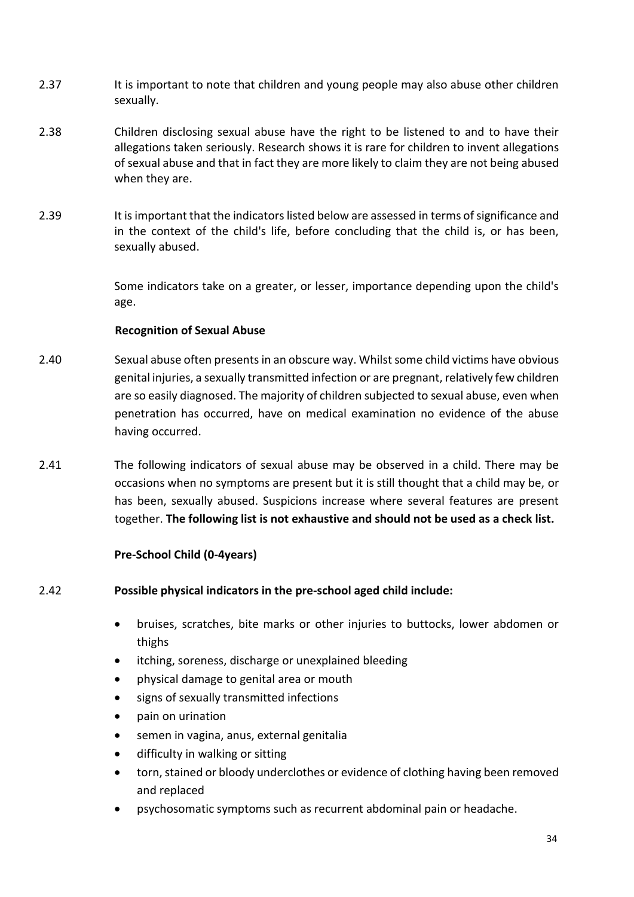2.37 It is important to note that children and young people may also abuse other children sexually.

2.38 Children disclosing sexual abuse have the right to be listened to and to have their allegations taken seriously. Research shows it is rare for children to invent allegations of sexual abuse and that in fact they are more likely to claim they are not being abused when they are.

2.39 It is important that the indicators listed below are assessed in terms of significance and in the context of the child's life, before concluding that the child is, or has been, sexually abused.

Some indicators take on a greater, or lesser, importance depending upon the child's age.

### Recognition of Sexual Abuse

2.40 Sexual abuse often presents in an obscure way. Whilst some child victims have obvious genital injuries, a sexually transmitted infection or are pregnant, relatively few children are so easily diagnosed. The majority of children subjected to sexual abuse, even when penetration has occurred, have on medical examination no evidence of the abuse having occurred.

2.41 The following indicators of sexual abuse may be observed in a child. There may be occasions when no symptoms are present but it is still thought that a child may be, or has been, sexually abused. Suspicions increase where several features are present together. **The following list is not exhaustive and should not be used as a check list.**

### Pre-School Child (0-4years)

2.42 **Possible physical indicators in the pre-school aged child include:**

- bruises, scratches, bite marks or other injuries to buttocks, lower abdomen or thighs
- itching, soreness, discharge or unexplained bleeding
- physical damage to genital area or mouth
- signs of sexually transmitted infections
- pain on urination
- semen in vagina, anus, external genitalia
- difficulty in walking or sitting
- torn, stained or bloody underclothes or evidence of clothing having been removed and replaced
- psychosomatic symptoms such as recurrent abdominal pain or headache.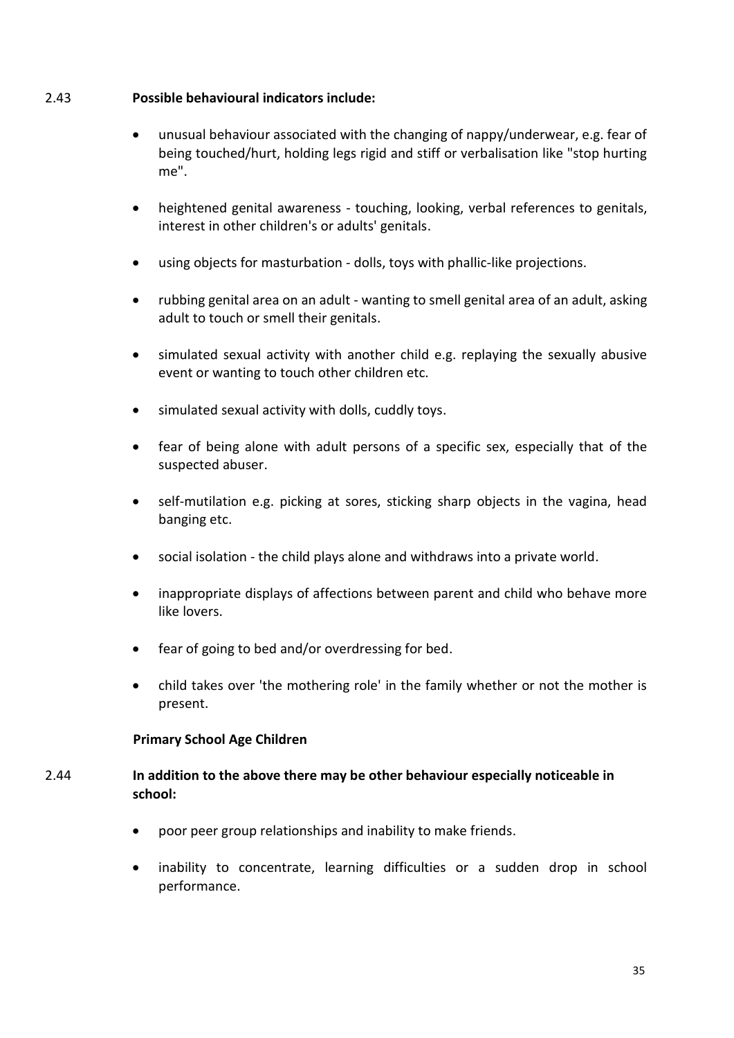2.43 **Possible behavioural indicators include:**

- unusual behaviour associated with the changing of nappy/underwear, e.g. fear of being touched/hurt, holding legs rigid and stiff or verbalisation like "stop hurting me".
- heightened genital awareness - touching, looking, verbal references to genitals, interest in other children's or adults' genitals.
- using objects for masturbation - dolls, toys with phallic-like projections.
- rubbing genital area on an adult - wanting to smell genital area of an adult, asking adult to touch or smell their genitals.
- simulated sexual activity with another child e.g. replaying the sexually abusive event or wanting to touch other children etc.
- simulated sexual activity with dolls, cuddly toys.
- fear of being alone with adult persons of a specific sex, especially that of the suspected abuser.
- self-mutilation e.g. picking at sores, sticking sharp objects in the vagina, head banging etc.
- social isolation - the child plays alone and withdraws into a private world.
- inappropriate displays of affections between parent and child who behave more like lovers.
- fear of going to bed and/or overdressing for bed.
- child takes over 'the mothering role' in the family whether or not the mother is present.

**Primary School Age Children**

2.44 **In addition to the above there may be other behaviour especially noticeable in school:**

- poor peer group relationships and inability to make friends.
- inability to concentrate, learning difficulties or a sudden drop in school performance.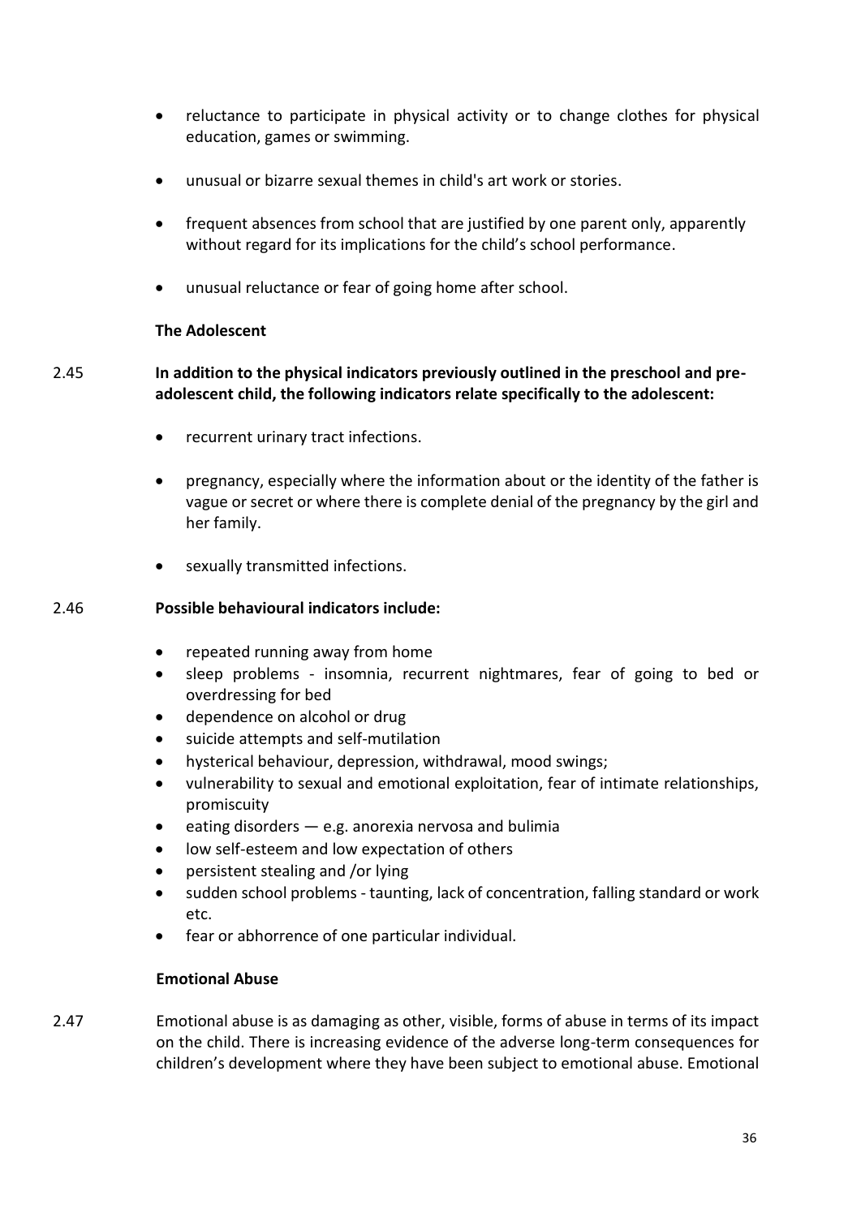- reluctance to participate in physical activity or to change clothes for physical education, games or swimming.
- unusual or bizarre sexual themes in child's art work or stories.
- frequent absences from school that are justified by one parent only, apparently without regard for its implications for the child's school performance.
- unusual reluctance or fear of going home after school.

**The Adolescent**

2.45 **In addition to the physical indicators previously outlined in the preschool and pre-adolescent child, the following indicators relate specifically to the adolescent:**

- recurrent urinary tract infections.
- pregnancy, especially where the information about or the identity of the father is vague or secret or where there is complete denial of the pregnancy by the girl and her family.
- sexually transmitted infections.

2.46 **Possible behavioural indicators include:**

- repeated running away from home
- sleep problems - insomnia, recurrent nightmares, fear of going to bed or overdressing for bed
- dependence on alcohol or drug
- suicide attempts and self-mutilation
- hysterical behaviour, depression, withdrawal, mood swings;
- vulnerability to sexual and emotional exploitation, fear of intimate relationships, promiscuity
- eating disorders — e.g. anorexia nervosa and bulimia
- low self-esteem and low expectation of others
- persistent stealing and /or lying
- sudden school problems - taunting, lack of concentration, falling standard or work etc.
- fear or abhorrence of one particular individual.

**Emotional Abuse**

2.47 Emotional abuse is as damaging as other, visible, forms of abuse in terms of its impact on the child. There is increasing evidence of the adverse long-term consequences for children's development where they have been subject to emotional abuse. Emotional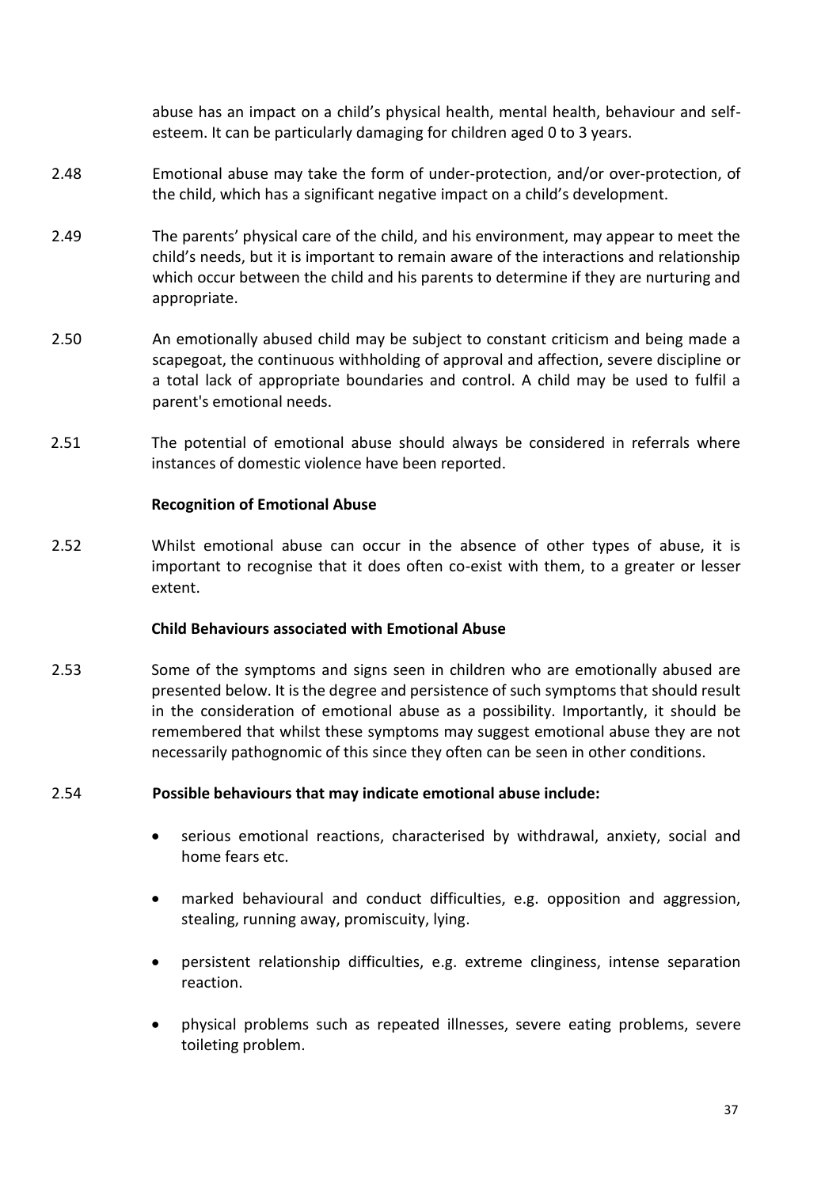abuse has an impact on a child's physical health, mental health, behaviour and self-esteem. It can be particularly damaging for children aged 0 to 3 years.

2.48 Emotional abuse may take the form of under-protection, and/or over-protection, of the child, which has a significant negative impact on a child's development.

2.49 The parents' physical care of the child, and his environment, may appear to meet the child's needs, but it is important to remain aware of the interactions and relationship which occur between the child and his parents to determine if they are nurturing and appropriate.

2.50 An emotionally abused child may be subject to constant criticism and being made a scapegoat, the continuous withholding of approval and affection, severe discipline or a total lack of appropriate boundaries and control. A child may be used to fulfil a parent's emotional needs.

2.51 The potential of emotional abuse should always be considered in referrals where instances of domestic violence have been reported.

**Recognition of Emotional Abuse**

2.52 Whilst emotional abuse can occur in the absence of other types of abuse, it is important to recognise that it does often co-exist with them, to a greater or lesser extent.

**Child Behaviours associated with Emotional Abuse**

2.53 Some of the symptoms and signs seen in children who are emotionally abused are presented below. It is the degree and persistence of such symptoms that should result in the consideration of emotional abuse as a possibility. Importantly, it should be remembered that whilst these symptoms may suggest emotional abuse they are not necessarily pathognomic of this since they often can be seen in other conditions.

2.54 **Possible behaviours that may indicate emotional abuse include:**

- serious emotional reactions, characterised by withdrawal, anxiety, social and home fears etc.
- marked behavioural and conduct difficulties, e.g. opposition and aggression, stealing, running away, promiscuity, lying.
- persistent relationship difficulties, e.g. extreme clinginess, intense separation reaction.
- physical problems such as repeated illnesses, severe eating problems, severe toileting problem.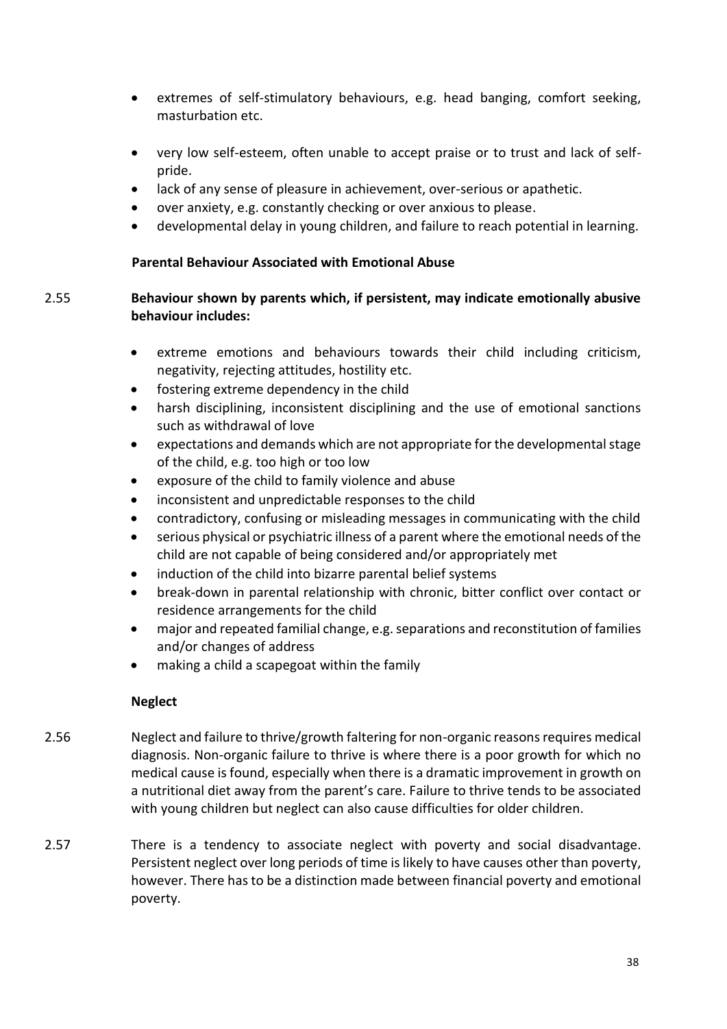- extremes of self-stimulatory behaviours, e.g. head banging, comfort seeking, masturbation etc.
- very low self-esteem, often unable to accept praise or to trust and lack of self-pride.
- lack of any sense of pleasure in achievement, over-serious or apathetic.
- over anxiety, e.g. constantly checking or over anxious to please.
- developmental delay in young children, and failure to reach potential in learning.

**Parental Behaviour Associated with Emotional Abuse**

2.55 **Behaviour shown by parents which, if persistent, may indicate emotionally abusive behaviour includes:**

- extreme emotions and behaviours towards their child including criticism, negativity, rejecting attitudes, hostility etc.
- fostering extreme dependency in the child
- harsh disciplining, inconsistent disciplining and the use of emotional sanctions such as withdrawal of love
- expectations and demands which are not appropriate for the developmental stage of the child, e.g. too high or too low
- exposure of the child to family violence and abuse
- inconsistent and unpredictable responses to the child
- contradictory, confusing or misleading messages in communicating with the child
- serious physical or psychiatric illness of a parent where the emotional needs of the child are not capable of being considered and/or appropriately met
- induction of the child into bizarre parental belief systems
- break-down in parental relationship with chronic, bitter conflict over contact or residence arrangements for the child
- major and repeated familial change, e.g. separations and reconstitution of families and/or changes of address
- making a child a scapegoat within the family

**Neglect**

2.56 Neglect and failure to thrive/growth faltering for non-organic reasons requires medical diagnosis. Non-organic failure to thrive is where there is a poor growth for which no medical cause is found, especially when there is a dramatic improvement in growth on a nutritional diet away from the parent's care. Failure to thrive tends to be associated with young children but neglect can also cause difficulties for older children.

2.57 There is a tendency to associate neglect with poverty and social disadvantage. Persistent neglect over long periods of time is likely to have causes other than poverty, however. There has to be a distinction made between financial poverty and emotional poverty.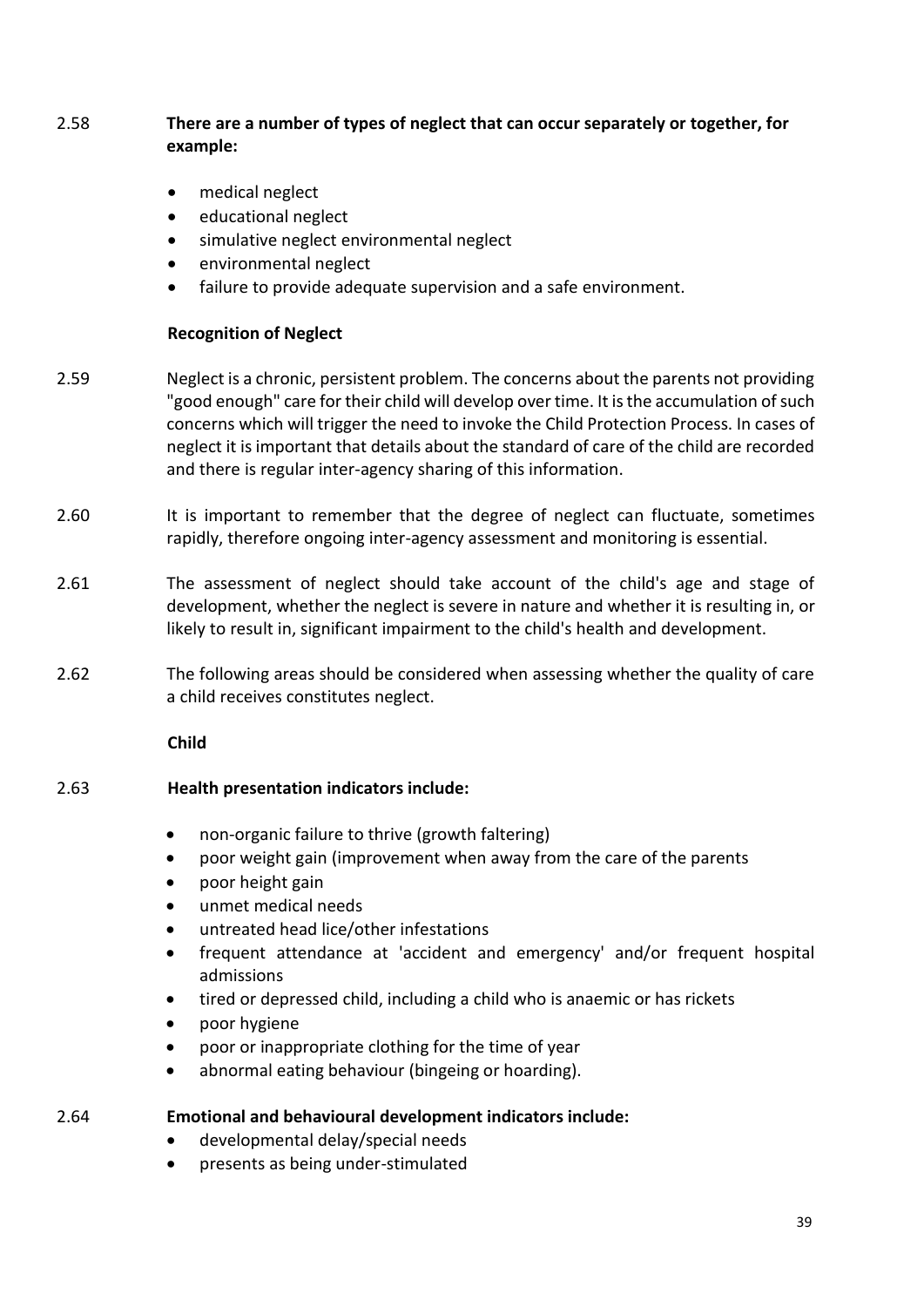2.58 **There are a number of types of neglect that can occur separately or together, for example:**

- medical neglect
- educational neglect
- simulative neglect environmental neglect
- environmental neglect
- failure to provide adequate supervision and a safe environment.

**Recognition of Neglect**

2.59 Neglect is a chronic, persistent problem. The concerns about the parents not providing "good enough" care for their child will develop over time. It is the accumulation of such concerns which will trigger the need to invoke the Child Protection Process. In cases of neglect it is important that details about the standard of care of the child are recorded and there is regular inter-agency sharing of this information.

2.60 It is important to remember that the degree of neglect can fluctuate, sometimes rapidly, therefore ongoing inter-agency assessment and monitoring is essential.

2.61 The assessment of neglect should take account of the child's age and stage of development, whether the neglect is severe in nature and whether it is resulting in, or likely to result in, significant impairment to the child's health and development.

2.62 The following areas should be considered when assessing whether the quality of care a child receives constitutes neglect.

**Child**

2.63 **Health presentation indicators include:**

- non-organic failure to thrive (growth faltering)
- poor weight gain (improvement when away from the care of the parents
- poor height gain
- unmet medical needs
- untreated head lice/other infestations
- frequent attendance at 'accident and emergency' and/or frequent hospital admissions
- tired or depressed child, including a child who is anaemic or has rickets
- poor hygiene
- poor or inappropriate clothing for the time of year
- abnormal eating behaviour (bingeing or hoarding).

2.64 **Emotional and behavioural development indicators include:**

- developmental delay/special needs
- presents as being under-stimulated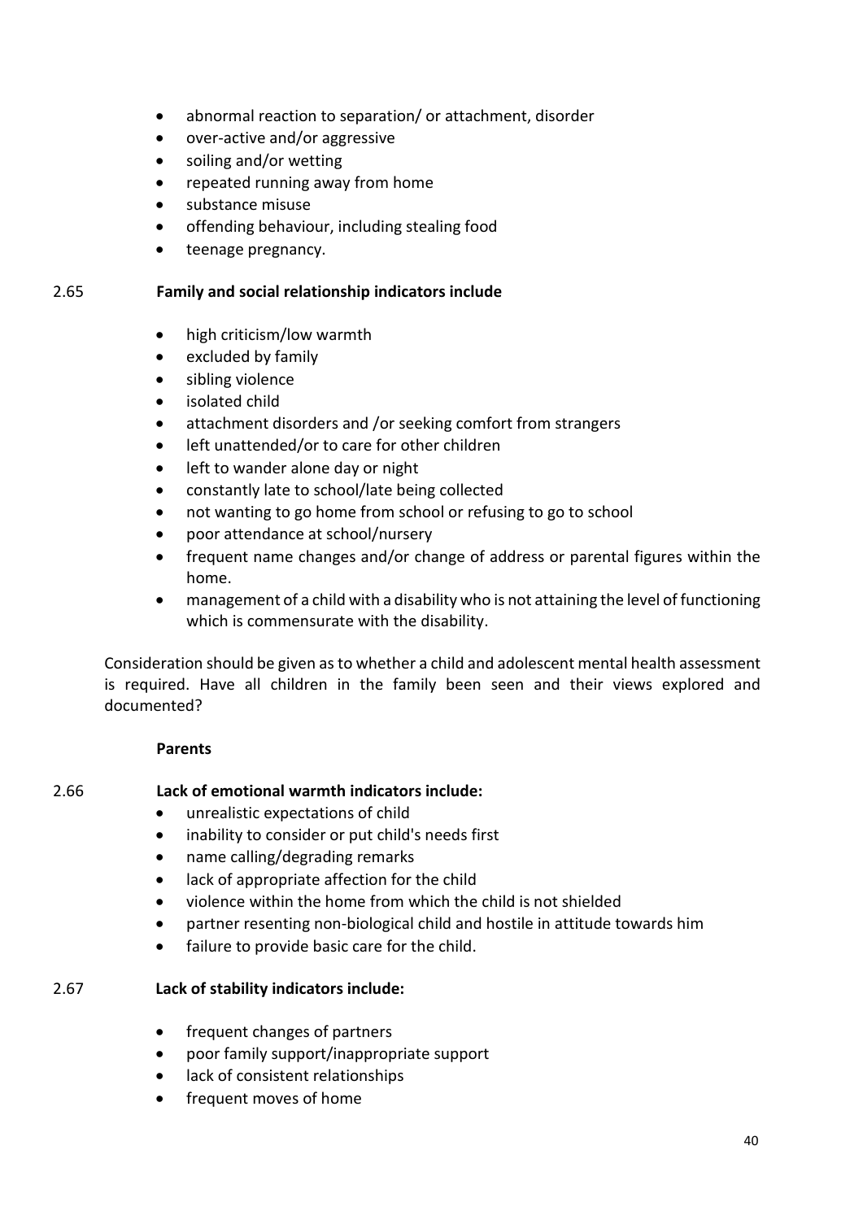- abnormal reaction to separation/ or attachment, disorder
- over-active and/or aggressive
- soiling and/or wetting
- repeated running away from home
- substance misuse
- offending behaviour, including stealing food
- teenage pregnancy.

2.65 **Family and social relationship indicators include**

- high criticism/low warmth
- excluded by family
- sibling violence
- isolated child
- attachment disorders and /or seeking comfort from strangers
- left unattended/or to care for other children
- left to wander alone day or night
- constantly late to school/late being collected
- not wanting to go home from school or refusing to go to school
- poor attendance at school/nursery
- frequent name changes and/or change of address or parental figures within the home.
- management of a child with a disability who is not attaining the level of functioning which is commensurate with the disability.

Consideration should be given as to whether a child and adolescent mental health assessment is required. Have all children in the family been seen and their views explored and documented?

**Parents**

2.66 **Lack of emotional warmth indicators include:**

- unrealistic expectations of child
- inability to consider or put child's needs first
- name calling/degrading remarks
- lack of appropriate affection for the child
- violence within the home from which the child is not shielded
- partner resenting non-biological child and hostile in attitude towards him
- failure to provide basic care for the child.

2.67 **Lack of stability indicators include:**

- frequent changes of partners
- poor family support/inappropriate support
- lack of consistent relationships
- frequent moves of home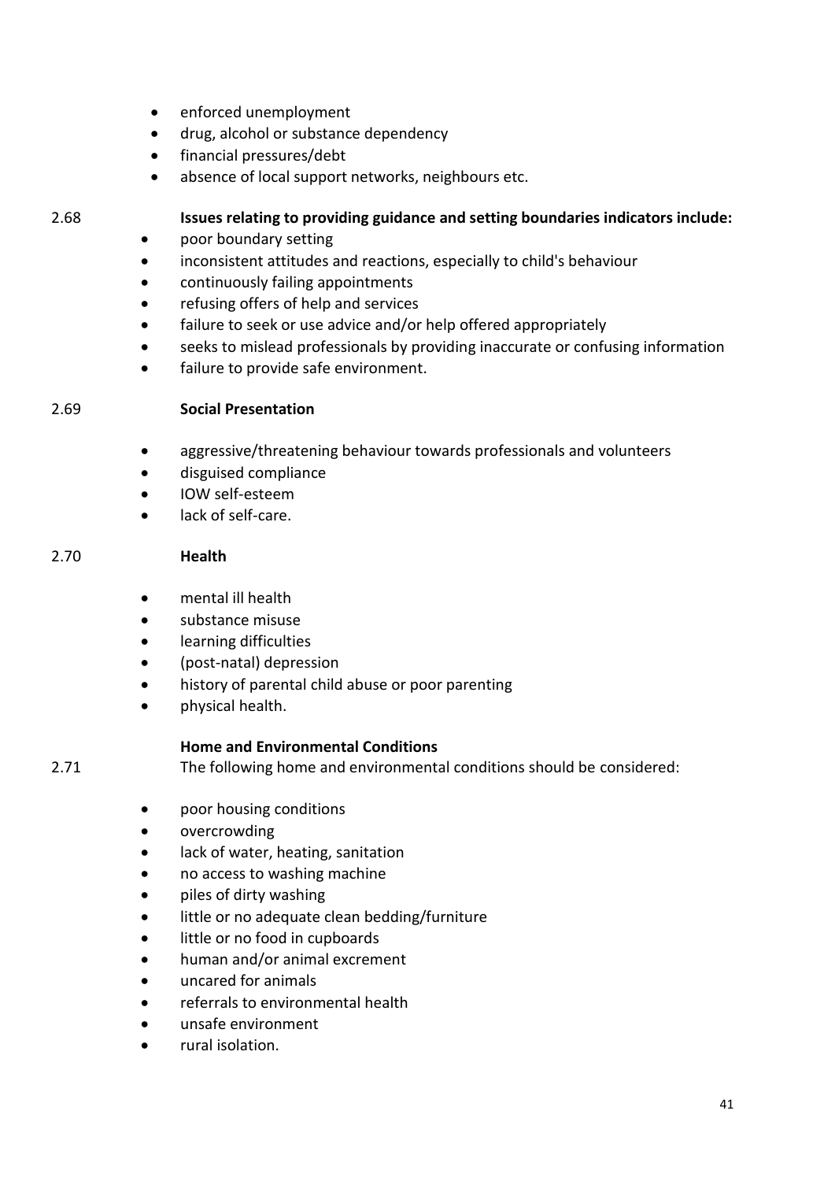- enforced unemployment
- drug, alcohol or substance dependency
- financial pressures/debt
- absence of local support networks, neighbours etc.

2.68 **Issues relating to providing guidance and setting boundaries indicators include:**

- poor boundary setting
- inconsistent attitudes and reactions, especially to child's behaviour
- continuously failing appointments
- refusing offers of help and services
- failure to seek or use advice and/or help offered appropriately
- seeks to mislead professionals by providing inaccurate or confusing information
- failure to provide safe environment.

2.69 **Social Presentation**

- aggressive/threatening behaviour towards professionals and volunteers
- disguised compliance
- IOW self-esteem
- lack of self-care.

2.70 **Health**

- mental ill health
- substance misuse
- learning difficulties
- (post-natal) depression
- history of parental child abuse or poor parenting
- physical health.

**Home and Environmental Conditions**

2.71 The following home and environmental conditions should be considered:

- poor housing conditions
- overcrowding
- lack of water, heating, sanitation
- no access to washing machine
- piles of dirty washing
- little or no adequate clean bedding/furniture
- little or no food in cupboards
- human and/or animal excrement
- uncared for animals
- referrals to environmental health
- unsafe environment
- rural isolation.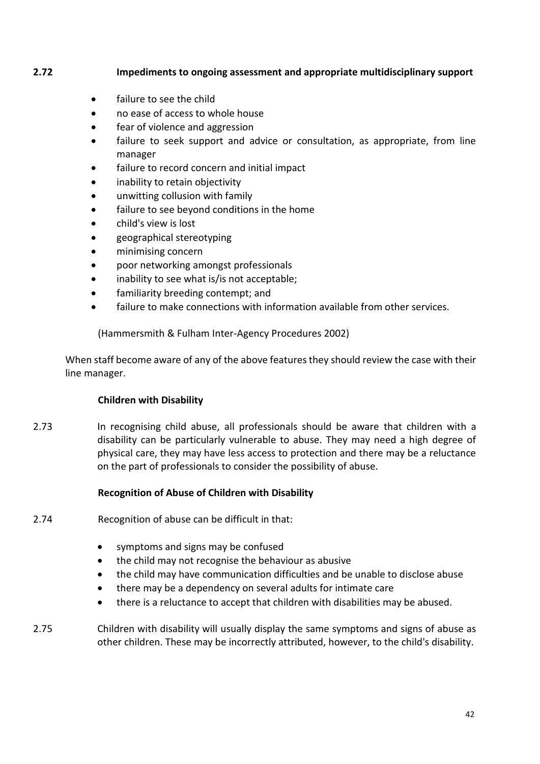**2.72 Impediments to ongoing assessment and appropriate multidisciplinary support**

- failure to see the child
- no ease of access to whole house
- fear of violence and aggression
- failure to seek support and advice or consultation, as appropriate, from line manager
- failure to record concern and initial impact
- inability to retain objectivity
- unwitting collusion with family
- failure to see beyond conditions in the home
- child's view is lost
- geographical stereotyping
- minimising concern
- poor networking amongst professionals
- inability to see what is/is not acceptable;
- familiarity breeding contempt; and
- failure to make connections with information available from other services.

(Hammersmith & Fulham Inter-Agency Procedures 2002)

When staff become aware of any of the above features they should review the case with their line manager.

**Children with Disability**

2.73 In recognising child abuse, all professionals should be aware that children with a disability can be particularly vulnerable to abuse. They may need a high degree of physical care, they may have less access to protection and there may be a reluctance on the part of professionals to consider the possibility of abuse.

**Recognition of Abuse of Children with Disability**

2.74 Recognition of abuse can be difficult in that:

- symptoms and signs may be confused
- the child may not recognise the behaviour as abusive
- the child may have communication difficulties and be unable to disclose abuse
- there may be a dependency on several adults for intimate care
- there is a reluctance to accept that children with disabilities may be abused.

2.75 Children with disability will usually display the same symptoms and signs of abuse as other children. These may be incorrectly attributed, however, to the child's disability.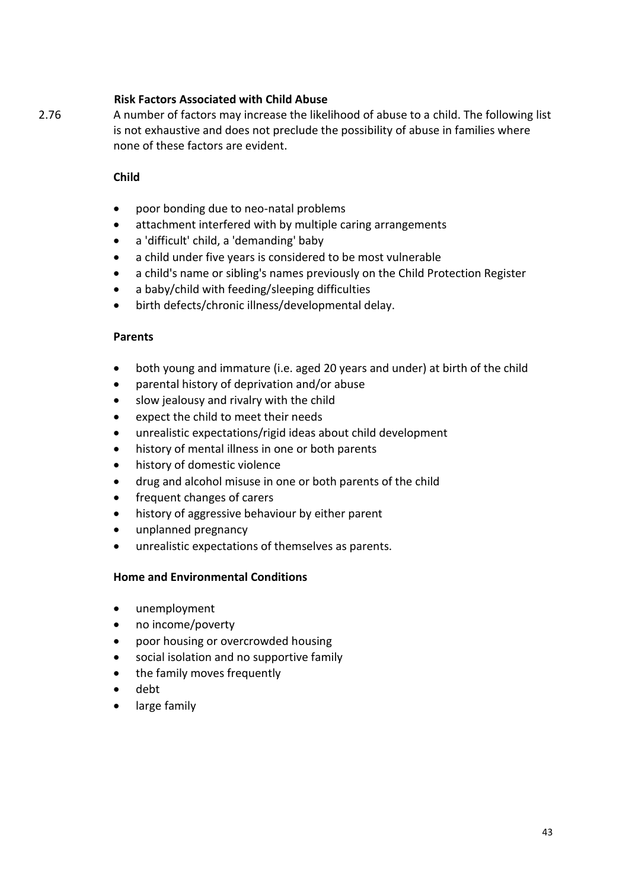### Risk Factors Associated with Child Abuse

2.76 A number of factors may increase the likelihood of abuse to a child. The following list is not exhaustive and does not preclude the possibility of abuse in families where none of these factors are evident.

**Child**

- poor bonding due to neo-natal problems
- attachment interfered with by multiple caring arrangements
- a 'difficult' child, a 'demanding' baby
- a child under five years is considered to be most vulnerable
- a child's name or sibling's names previously on the Child Protection Register
- a baby/child with feeding/sleeping difficulties
- birth defects/chronic illness/developmental delay.

**Parents**

- both young and immature (i.e. aged 20 years and under) at birth of the child
- parental history of deprivation and/or abuse
- slow jealousy and rivalry with the child
- expect the child to meet their needs
- unrealistic expectations/rigid ideas about child development
- history of mental illness in one or both parents
- history of domestic violence
- drug and alcohol misuse in one or both parents of the child
- frequent changes of carers
- history of aggressive behaviour by either parent
- unplanned pregnancy
- unrealistic expectations of themselves as parents.

**Home and Environmental Conditions**

- unemployment
- no income/poverty
- poor housing or overcrowded housing
- social isolation and no supportive family
- the family moves frequently
- debt
- large family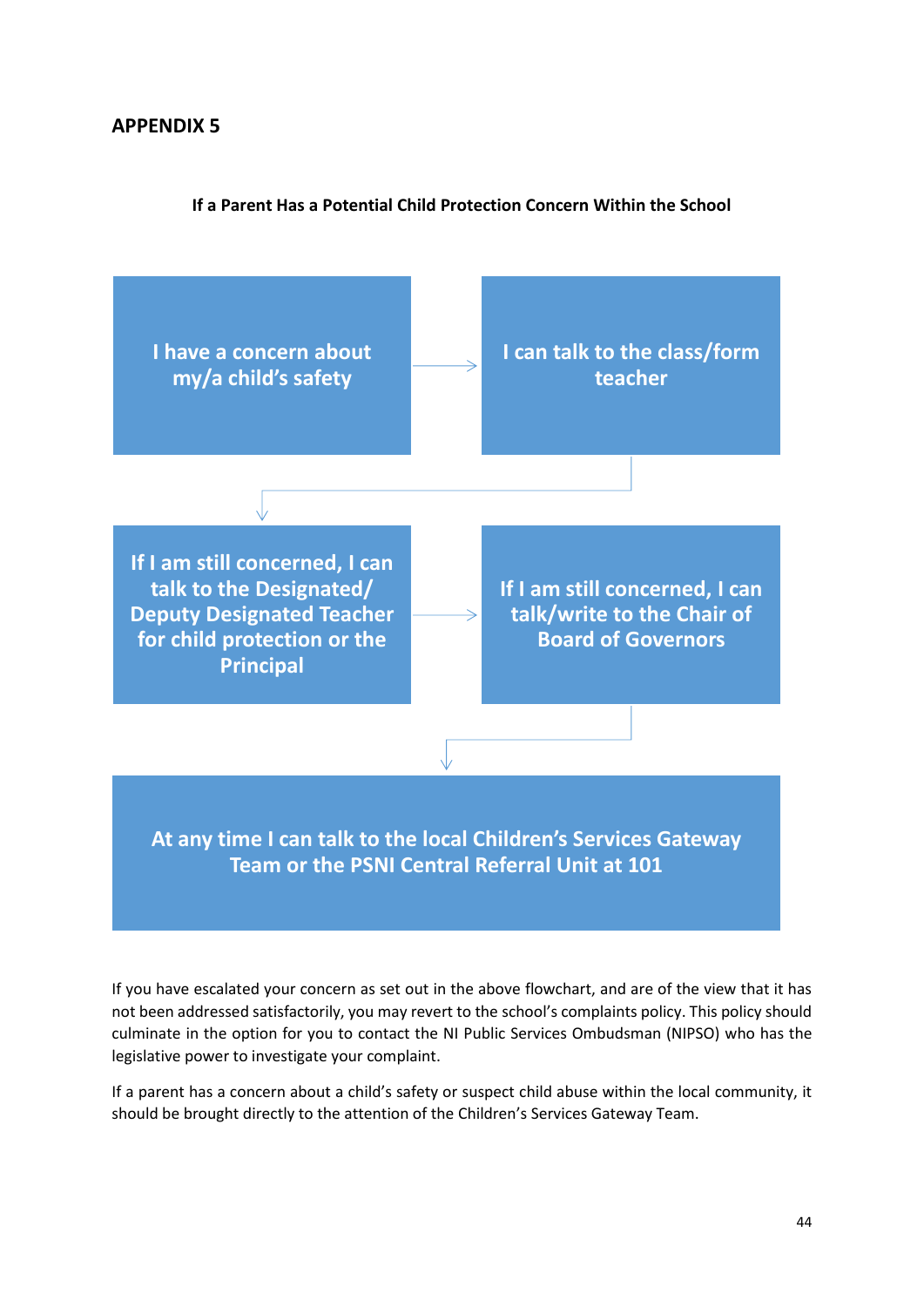## APPENDIX 5

**If a Parent Has a Potential Child Protection Concern Within the School**

**I have a concern about my/a child's safety**

→

**I can talk to the class/form teacher**

↓

**If I am still concerned, I can talk to the Designated/ Deputy Designated Teacher for child protection or the Principal**

→

**If I am still concerned, I can talk/write to the Chair of Board of Governors**

↓

**At any time I can talk to the local Children's Services Gateway Team or the PSNI Central Referral Unit at 101**

If you have escalated your concern as set out in the above flowchart, and are of the view that it has not been addressed satisfactorily, you may revert to the school's complaints policy. This policy should culminate in the option for you to contact the NI Public Services Ombudsman (NIPSO) who has the legislative power to investigate your complaint.

If a parent has a concern about a child's safety or suspect child abuse within the local community, it should be brought directly to the attention of the Children's Services Gateway Team.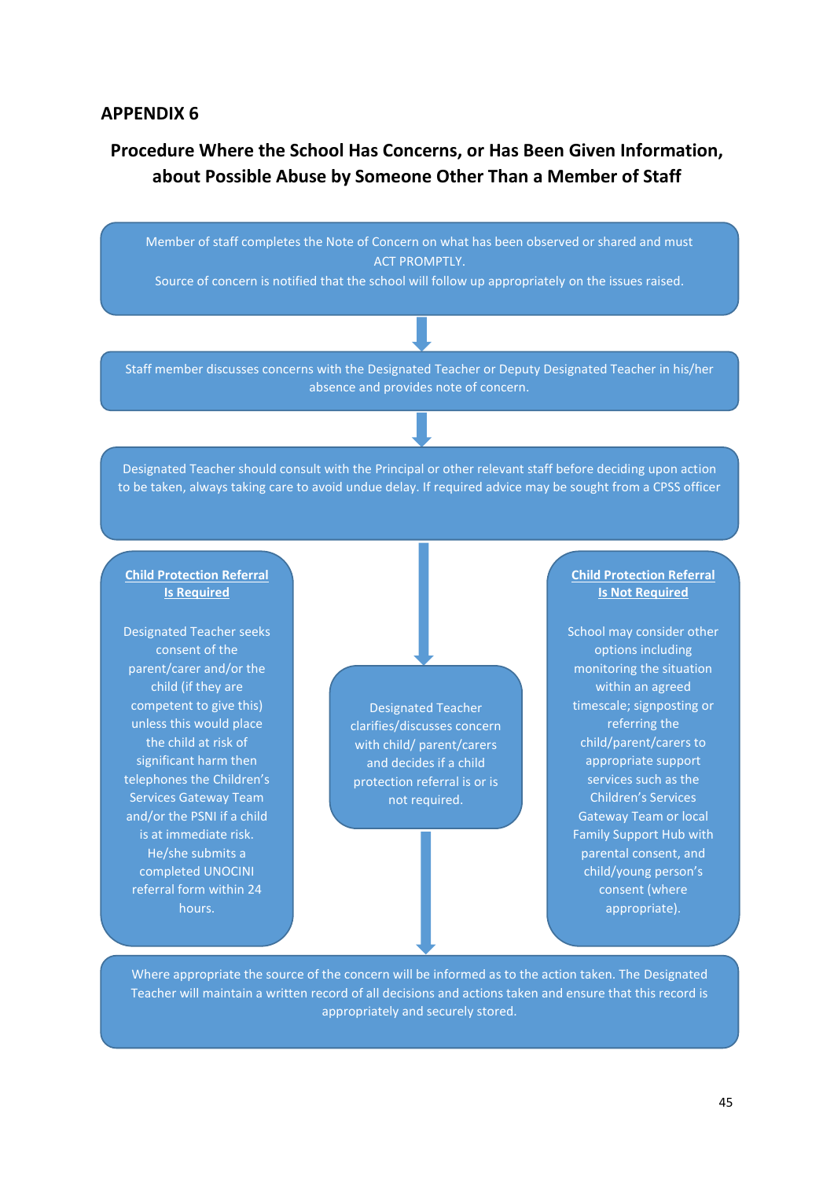## APPENDIX 6

### Procedure Where the School Has Concerns, or Has Been Given Information, about Possible Abuse by Someone Other Than a Member of Staff

Member of staff completes the Note of Concern on what has been observed or shared and must ACT PROMPTLY.
Source of concern is notified that the school will follow up appropriately on the issues raised.

↓

Staff member discusses concerns with the Designated Teacher or Deputy Designated Teacher in his/her absence and provides note of concern.

↓

Designated Teacher should consult with the Principal or other relevant staff before deciding upon action to be taken, always taking care to avoid undue delay. If required advice may be sought from a CPSS officer

↓

Designated Teacher clarifies/discusses concern with child/ parent/carers and decides if a child protection referral is or is not required.

**Child Protection Referral Is Required**

Designated Teacher seeks consent of the parent/carer and/or the child (if they are competent to give this) unless this would place the child at risk of significant harm then telephones the Children's Services Gateway Team and/or the PSNI if a child is at immediate risk. He/she submits a completed UNOCINI referral form within 24 hours.

**Child Protection Referral Is Not Required**

School may consider other options including monitoring the situation within an agreed timescale; signposting or referring the child/parent/carers to appropriate support services such as the Children's Services Gateway Team or local Family Support Hub with parental consent, and child/young person's consent (where appropriate).

↓

Where appropriate the source of the concern will be informed as to the action taken. The Designated Teacher will maintain a written record of all decisions and actions taken and ensure that this record is appropriately and securely stored.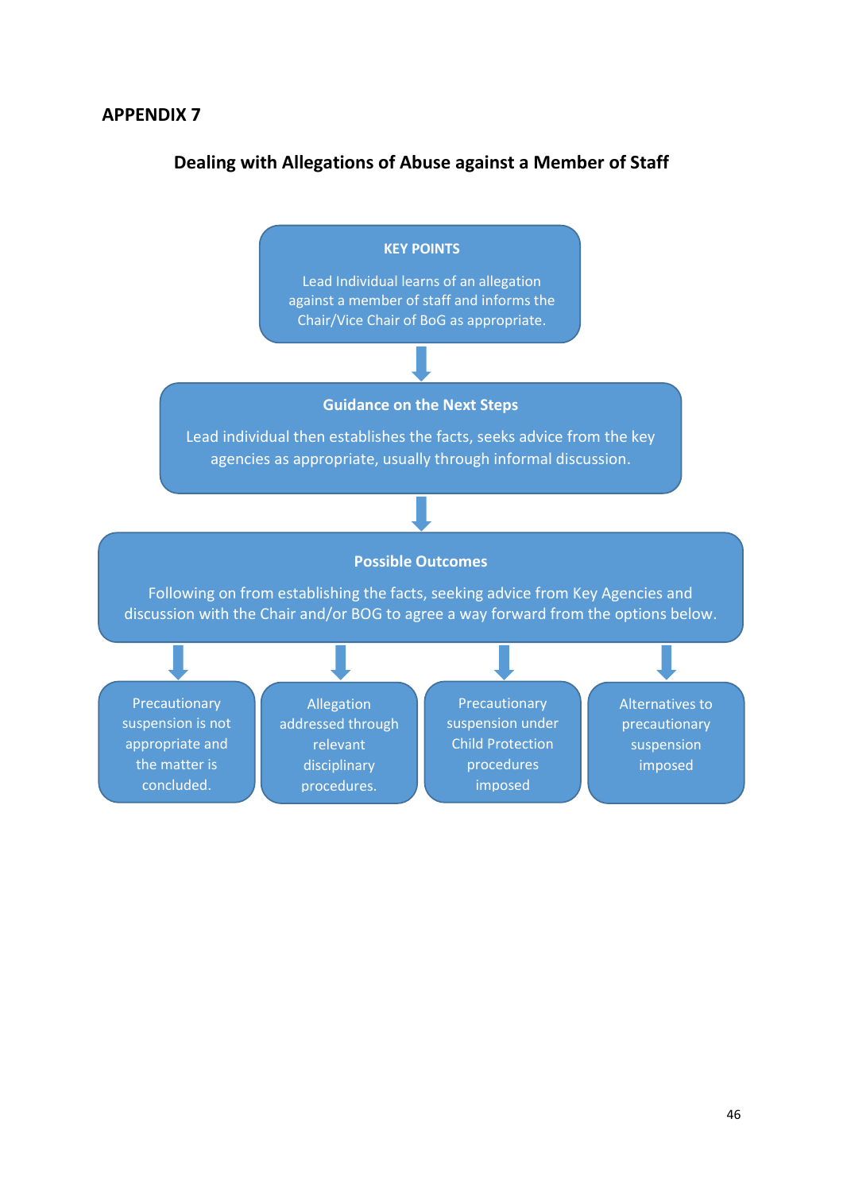## APPENDIX 7

### Dealing with Allegations of Abuse against a Member of Staff

**KEY POINTS**

Lead Individual learns of an allegation against a member of staff and informs the Chair/Vice Chair of BoG as appropriate.

**Guidance on the Next Steps**

Lead individual then establishes the facts, seeks advice from the key agencies as appropriate, usually through informal discussion.

**Possible Outcomes**

Following on from establishing the facts, seeking advice from Key Agencies and discussion with the Chair and/or BOG to agree a way forward from the options below.

- Precautionary suspension is not appropriate and the matter is concluded.
- Allegation addressed through relevant disciplinary procedures.
- Precautionary suspension under Child Protection procedures imposed
- Alternatives to precautionary suspension imposed